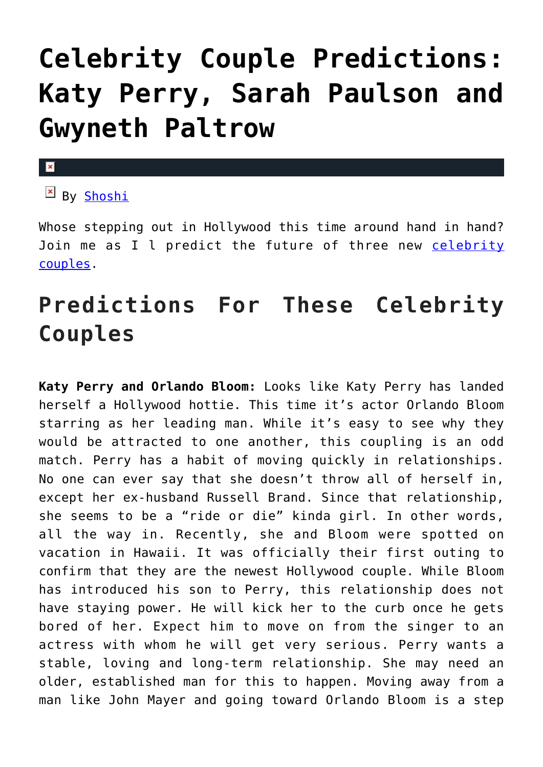# Celebrity Couple Predictions: Katy Perry, Sarah Paulson and Gwyneth Paltrow

By Shoshi

Whose stepping out in Hollywood this time around hand in hand? Join me as I l predict the future of three new celebrity couples.

## Predictions For These Celebrity Couples

**Katy Perry and Orlando Bloom:** Looks like Katy Perry has landed herself a Hollywood hottie. This time it's actor Orlando Bloom starring as her leading man. While it's easy to see why they would be attracted to one another, this coupling is an odd match. Perry has a habit of moving quickly in relationships. No one can ever say that she doesn't throw all of herself in, except her ex-husband Russell Brand. Since that relationship, she seems to be a "ride or die" kinda girl. In other words, all the way in. Recently, she and Bloom were spotted on vacation in Hawaii. It was officially their first outing to confirm that they are the newest Hollywood couple. While Bloom has introduced his son to Perry, this relationship does not have staying power. He will kick her to the curb once he gets bored of her. Expect him to move on from the singer to an actress with whom he will get very serious. Perry wants a stable, loving and long-term relationship. She may need an older, established man for this to happen. Moving away from a man like John Mayer and going toward Orlando Bloom is a step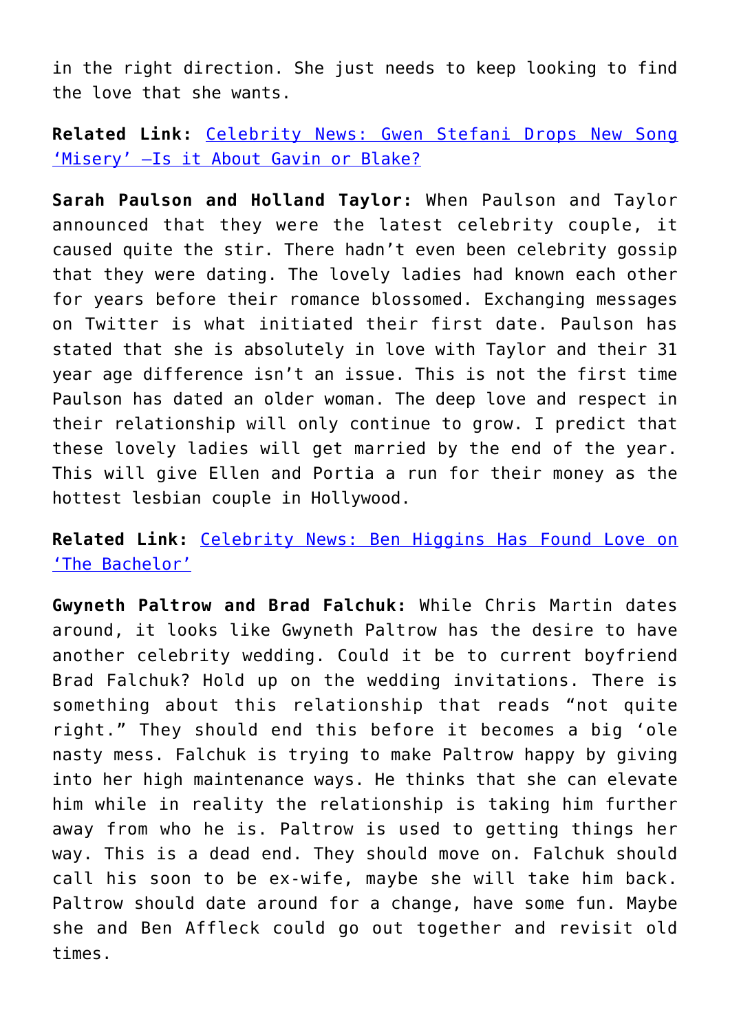in the right direction. She just needs to keep looking to find the love that she wants.

**Related Link:** Celebrity News: Gwen Stefani Drops New Song 'Misery' —Is it About Gavin or Blake?

**Sarah Paulson and Holland Taylor:** When Paulson and Taylor announced that they were the latest celebrity couple, it caused quite the stir. There hadn't even been celebrity gossip that they were dating. The lovely ladies had known each other for years before their romance blossomed. Exchanging messages on Twitter is what initiated their first date. Paulson has stated that she is absolutely in love with Taylor and their 31 year age difference isn't an issue. This is not the first time Paulson has dated an older woman. The deep love and respect in their relationship will only continue to grow. I predict that these lovely ladies will get married by the end of the year. This will give Ellen and Portia a run for their money as the hottest lesbian couple in Hollywood.

**Related Link:** Celebrity News: Ben Higgins Has Found Love on 'The Bachelor'

**Gwyneth Paltrow and Brad Falchuk:** While Chris Martin dates around, it looks like Gwyneth Paltrow has the desire to have another celebrity wedding. Could it be to current boyfriend Brad Falchuk? Hold up on the wedding invitations. There is something about this relationship that reads "not quite right." They should end this before it becomes a big 'ole nasty mess. Falchuk is trying to make Paltrow happy by giving into her high maintenance ways. He thinks that she can elevate him while in reality the relationship is taking him further away from who he is. Paltrow is used to getting things her way. This is a dead end. They should move on. Falchuk should call his soon to be ex-wife, maybe she will take him back. Paltrow should date around for a change, have some fun. Maybe she and Ben Affleck could go out together and revisit old times.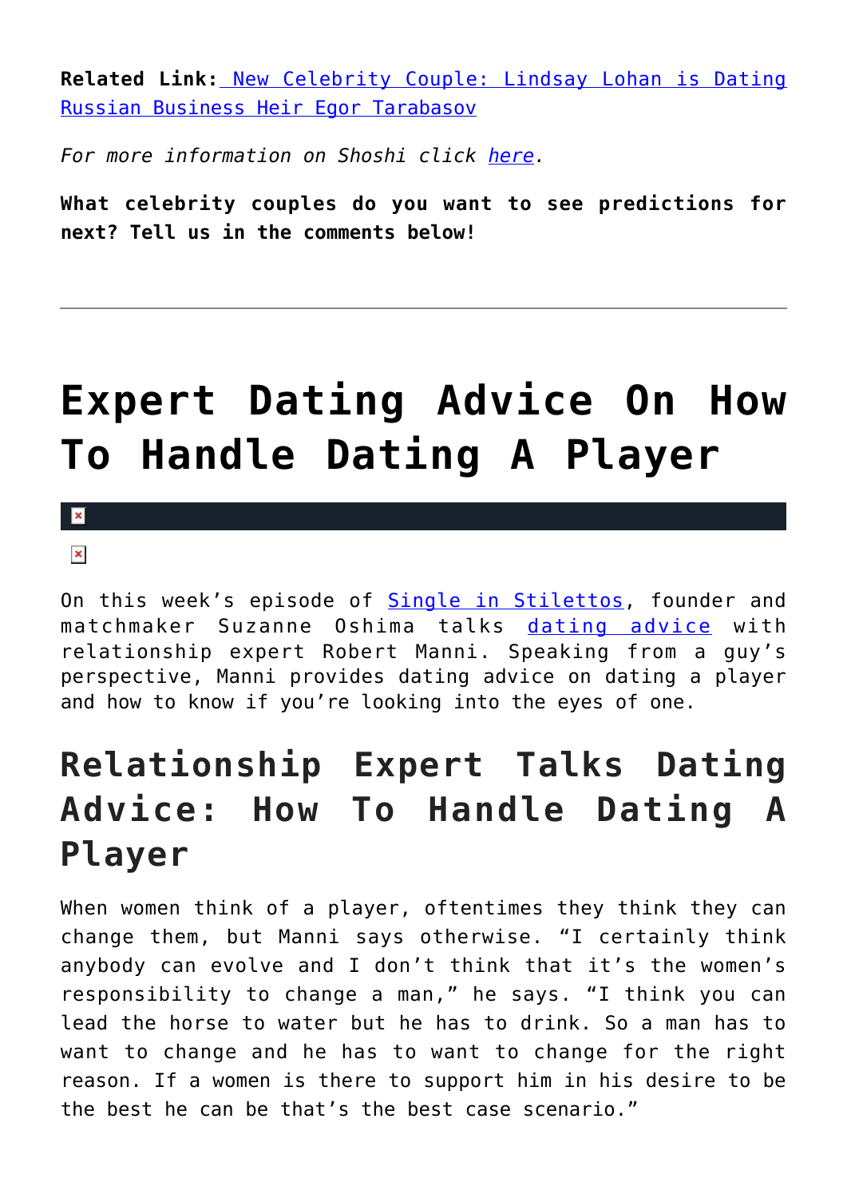**Related Link:** New Celebrity Couple: Lindsay Lohan is Dating Russian Business Heir Egor Tarabasov

*For more information on Shoshi click here.*

**What celebrity couples do you want to see predictions for next? Tell us in the comments below!**

---

# Expert Dating Advice On How To Handle Dating A Player

On this week's episode of Single in Stilettos, founder and matchmaker Suzanne Oshima talks dating advice with relationship expert Robert Manni. Speaking from a guy's perspective, Manni provides dating advice on dating a player and how to know if you're looking into the eyes of one.

## Relationship Expert Talks Dating Advice: How To Handle Dating A Player

When women think of a player, oftentimes they think they can change them, but Manni says otherwise. "I certainly think anybody can evolve and I don't think that it's the women's responsibility to change a man," he says. "I think you can lead the horse to water but he has to drink. So a man has to want to change and he has to want to change for the right reason. If a women is there to support him in his desire to be the best he can be that's the best case scenario."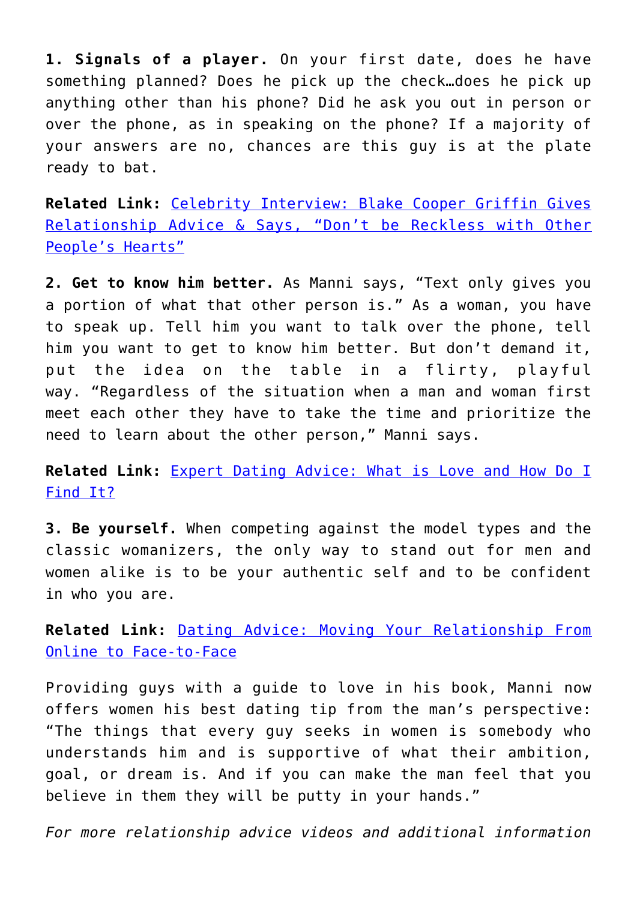**1. Signals of a player.** On your first date, does he have something planned? Does he pick up the check…does he pick up anything other than his phone? Did he ask you out in person or over the phone, as in speaking on the phone? If a majority of your answers are no, chances are this guy is at the plate ready to bat.

**Related Link:** [Celebrity Interview: Blake Cooper Griffin Gives Relationship Advice & Says, "Don't be Reckless with Other People's Hearts"]()

**2. Get to know him better.** As Manni says, "Text only gives you a portion of what that other person is." As a woman, you have to speak up. Tell him you want to talk over the phone, tell him you want to get to know him better. But don't demand it, put the idea on the table in a flirty, playful way. "Regardless of the situation when a man and woman first meet each other they have to take the time and prioritize the need to learn about the other person," Manni says.

**Related Link:** [Expert Dating Advice: What is Love and How Do I Find It?]()

**3. Be yourself.** When competing against the model types and the classic womanizers, the only way to stand out for men and women alike is to be your authentic self and to be confident in who you are.

**Related Link:** [Dating Advice: Moving Your Relationship From Online to Face-to-Face]()

Providing guys with a guide to love in his book, Manni now offers women his best dating tip from the man's perspective: "The things that every guy seeks in women is somebody who understands him and is supportive of what their ambition, goal, or dream is. And if you can make the man feel that you believe in them they will be putty in your hands."

*For more relationship advice videos and additional information*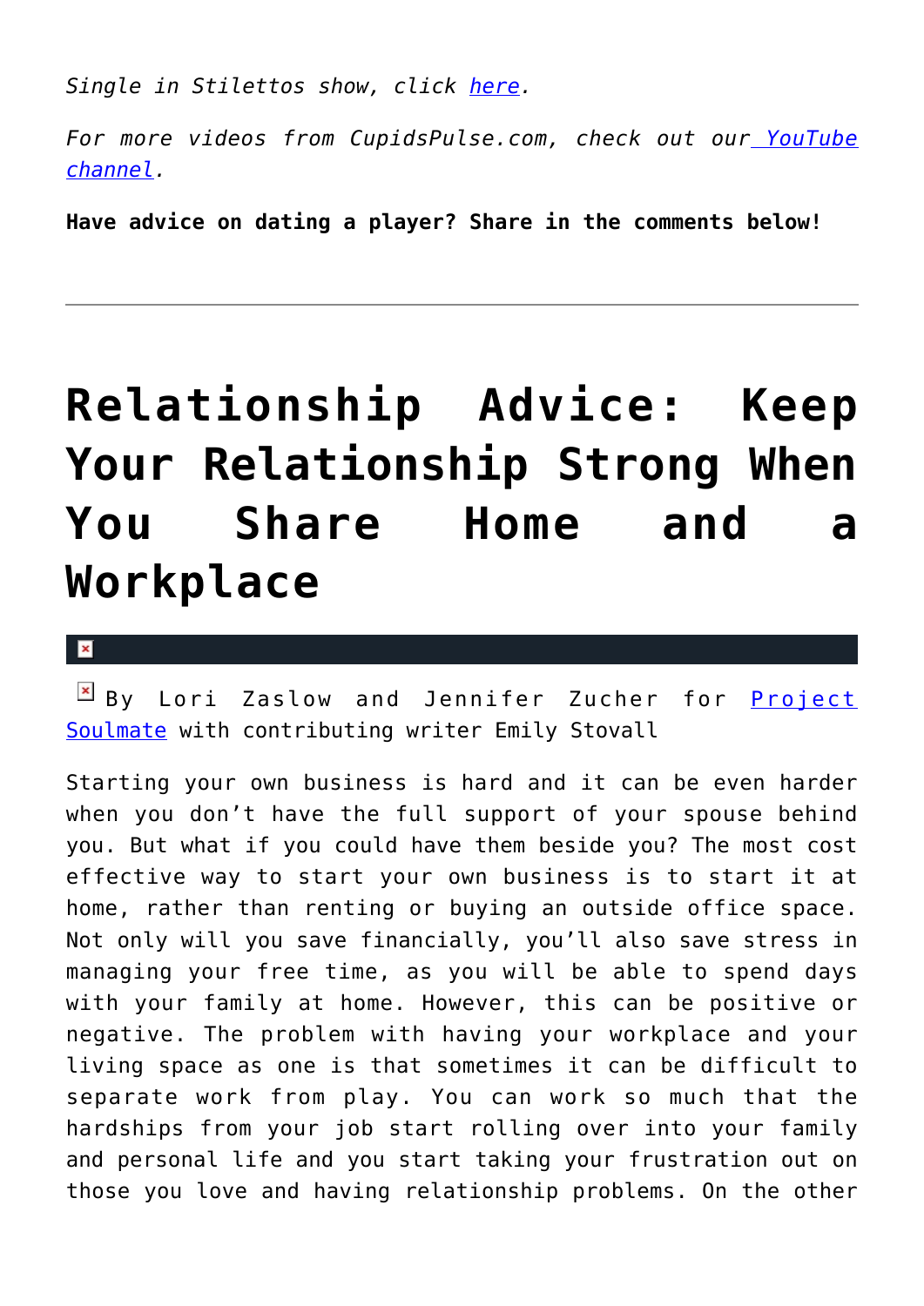*Single in Stilettos show, click here.*

*For more videos from CupidsPulse.com, check out our YouTube channel.*

**Have advice on dating a player? Share in the comments below!**

---

# Relationship Advice: Keep Your Relationship Strong When You Share Home and a Workplace

By Lori Zaslow and Jennifer Zucher for Project Soulmate with contributing writer Emily Stovall

Starting your own business is hard and it can be even harder when you don't have the full support of your spouse behind you. But what if you could have them beside you? The most cost effective way to start your own business is to start it at home, rather than renting or buying an outside office space. Not only will you save financially, you'll also save stress in managing your free time, as you will be able to spend days with your family at home. However, this can be positive or negative. The problem with having your workplace and your living space as one is that sometimes it can be difficult to separate work from play. You can work so much that the hardships from your job start rolling over into your family and personal life and you start taking your frustration out on those you love and having relationship problems. On the other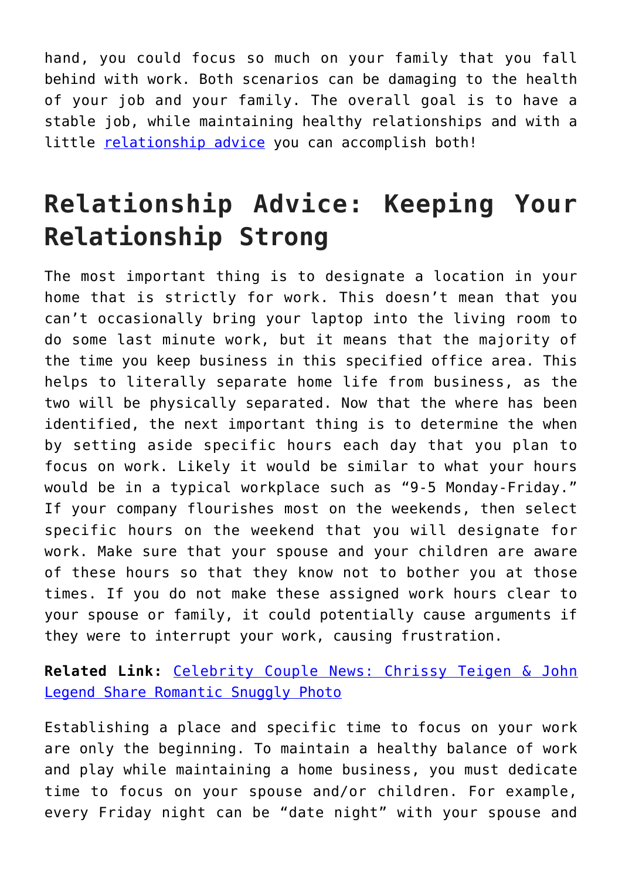hand, you could focus so much on your family that you fall behind with work. Both scenarios can be damaging to the health of your job and your family. The overall goal is to have a stable job, while maintaining healthy relationships and with a little [relationship advice]() you can accomplish both!

## Relationship Advice: Keeping Your Relationship Strong

The most important thing is to designate a location in your home that is strictly for work. This doesn't mean that you can't occasionally bring your laptop into the living room to do some last minute work, but it means that the majority of the time you keep business in this specified office area. This helps to literally separate home life from business, as the two will be physically separated. Now that the where has been identified, the next important thing is to determine the when by setting aside specific hours each day that you plan to focus on work. Likely it would be similar to what your hours would be in a typical workplace such as "9-5 Monday-Friday." If your company flourishes most on the weekends, then select specific hours on the weekend that you will designate for work. Make sure that your spouse and your children are aware of these hours so that they know not to bother you at those times. If you do not make these assigned work hours clear to your spouse or family, it could potentially cause arguments if they were to interrupt your work, causing frustration.

**Related Link:** [Celebrity Couple News: Chrissy Teigen & John Legend Share Romantic Snuggly Photo]()

Establishing a place and specific time to focus on your work are only the beginning. To maintain a healthy balance of work and play while maintaining a home business, you must dedicate time to focus on your spouse and/or children. For example, every Friday night can be "date night" with your spouse and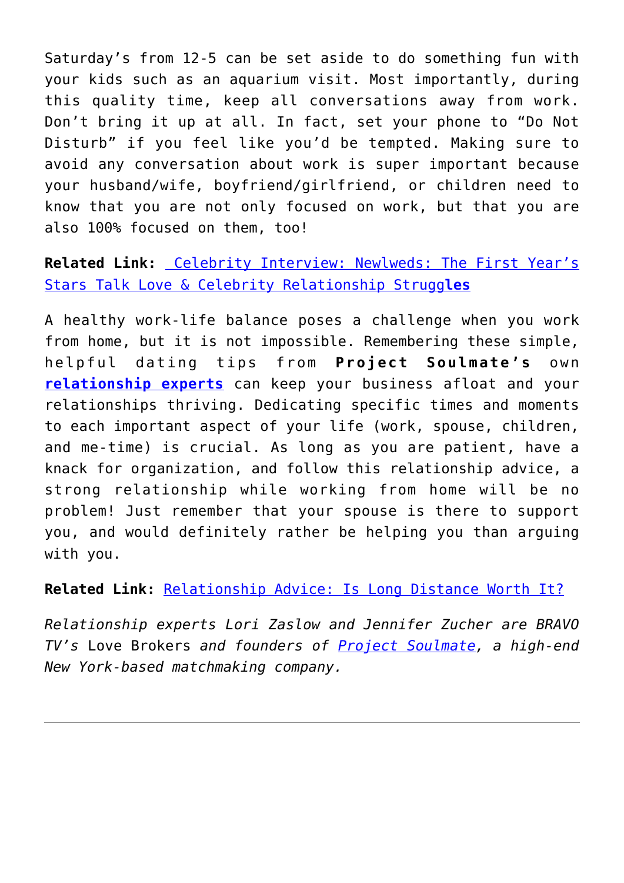Saturday's from 12-5 can be set aside to do something fun with your kids such as an aquarium visit. Most importantly, during this quality time, keep all conversations away from work. Don't bring it up at all. In fact, set your phone to "Do Not Disturb" if you feel like you'd be tempted. Making sure to avoid any conversation about work is super important because your husband/wife, boyfriend/girlfriend, or children need to know that you are not only focused on work, but that you are also 100% focused on them, too!

**Related Link:** Celebrity Interview: Newlweds: The First Year's Stars Talk Love & Celebrity Relationship Struggles

A healthy work-life balance poses a challenge when you work from home, but it is not impossible. Remembering these simple, helpful dating tips from **Project Soulmate's** own **relationship experts** can keep your business afloat and your relationships thriving. Dedicating specific times and moments to each important aspect of your life (work, spouse, children, and me-time) is crucial. As long as you are patient, have a knack for organization, and follow this relationship advice, a strong relationship while working from home will be no problem! Just remember that your spouse is there to support you, and would definitely rather be helping you than arguing with you.

**Related Link:** Relationship Advice: Is Long Distance Worth It?

*Relationship experts Lori Zaslow and Jennifer Zucher are BRAVO TV's* Love Brokers *and founders of Project Soulmate, a high-end New York-based matchmaking company.*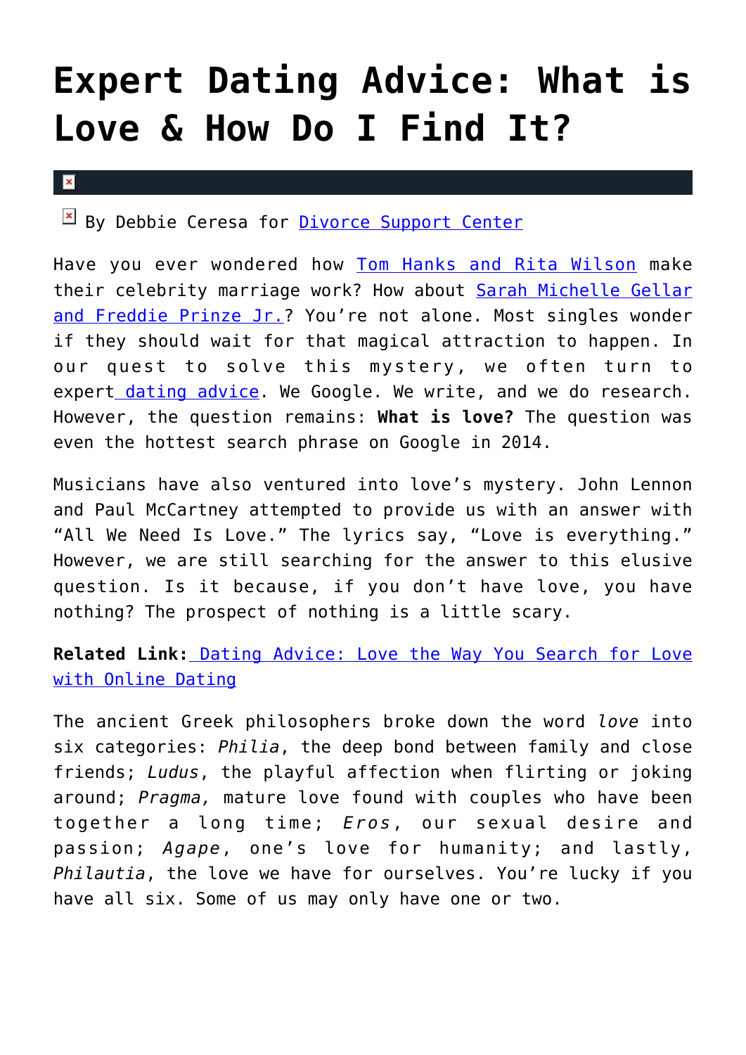# Expert Dating Advice: What is Love & How Do I Find It?

By Debbie Ceresa for Divorce Support Center

Have you ever wondered how Tom Hanks and Rita Wilson make their celebrity marriage work? How about Sarah Michelle Gellar and Freddie Prinze Jr.? You're not alone. Most singles wonder if they should wait for that magical attraction to happen. In our quest to solve this mystery, we often turn to expert dating advice. We Google. We write, and we do research. However, the question remains: **What is love?** The question was even the hottest search phrase on Google in 2014.

Musicians have also ventured into love's mystery. John Lennon and Paul McCartney attempted to provide us with an answer with "All We Need Is Love." The lyrics say, "Love is everything." However, we are still searching for the answer to this elusive question. Is it because, if you don't have love, you have nothing? The prospect of nothing is a little scary.

**Related Link:** Dating Advice: Love the Way You Search for Love with Online Dating

The ancient Greek philosophers broke down the word *love* into six categories: *Philia*, the deep bond between family and close friends; *Ludus*, the playful affection when flirting or joking around; *Pragma,* mature love found with couples who have been together a long time; *Eros*, our sexual desire and passion; *Agape*, one's love for humanity; and lastly, *Philautia*, the love we have for ourselves. You're lucky if you have all six. Some of us may only have one or two.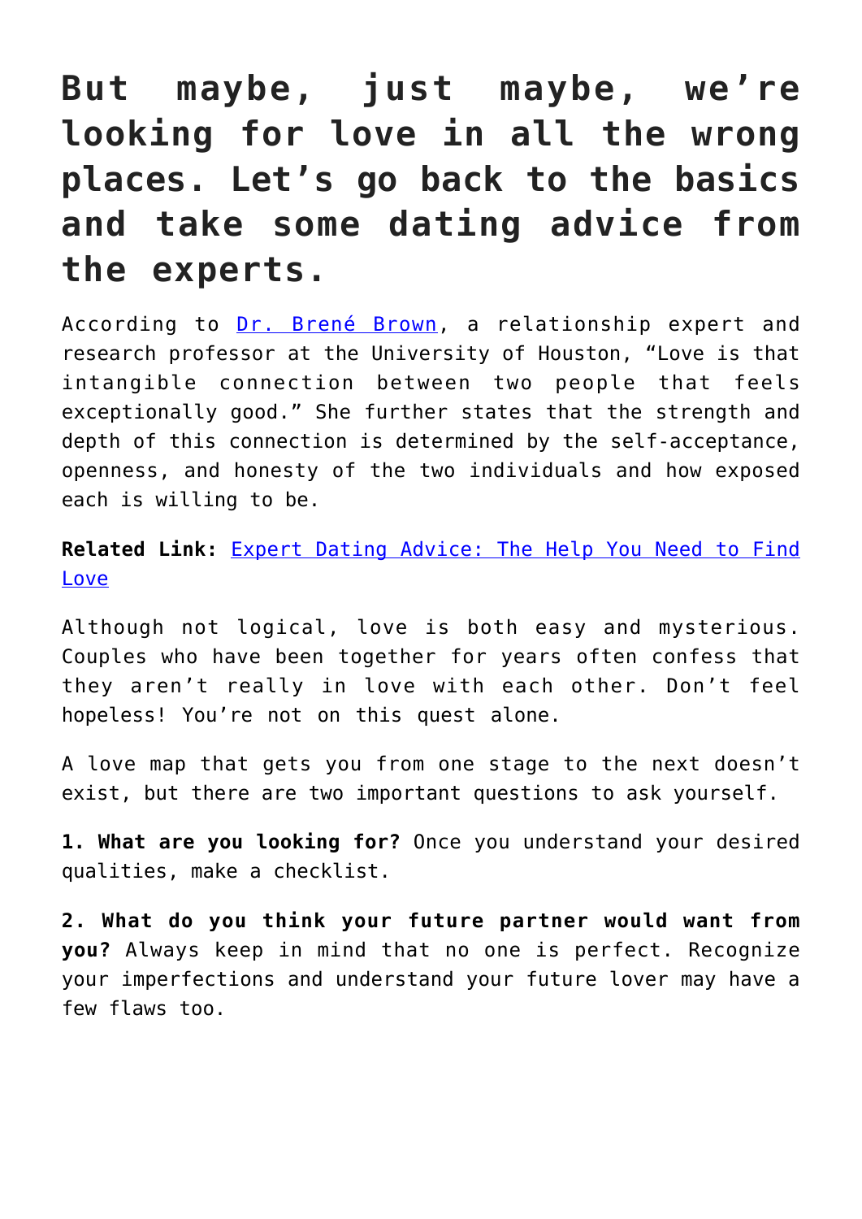# But maybe, just maybe, we're looking for love in all the wrong places. Let's go back to the basics and take some dating advice from the experts.

According to [Dr. Brené Brown](), a relationship expert and research professor at the University of Houston, "Love is that intangible connection between two people that feels exceptionally good." She further states that the strength and depth of this connection is determined by the self-acceptance, openness, and honesty of the two individuals and how exposed each is willing to be.

**Related Link:** [Expert Dating Advice: The Help You Need to Find Love]()

Although not logical, love is both easy and mysterious. Couples who have been together for years often confess that they aren't really in love with each other. Don't feel hopeless! You're not on this quest alone.

A love map that gets you from one stage to the next doesn't exist, but there are two important questions to ask yourself.

**1. What are you looking for?** Once you understand your desired qualities, make a checklist.

**2. What do you think your future partner would want from you?** Always keep in mind that no one is perfect. Recognize your imperfections and understand your future lover may have a few flaws too.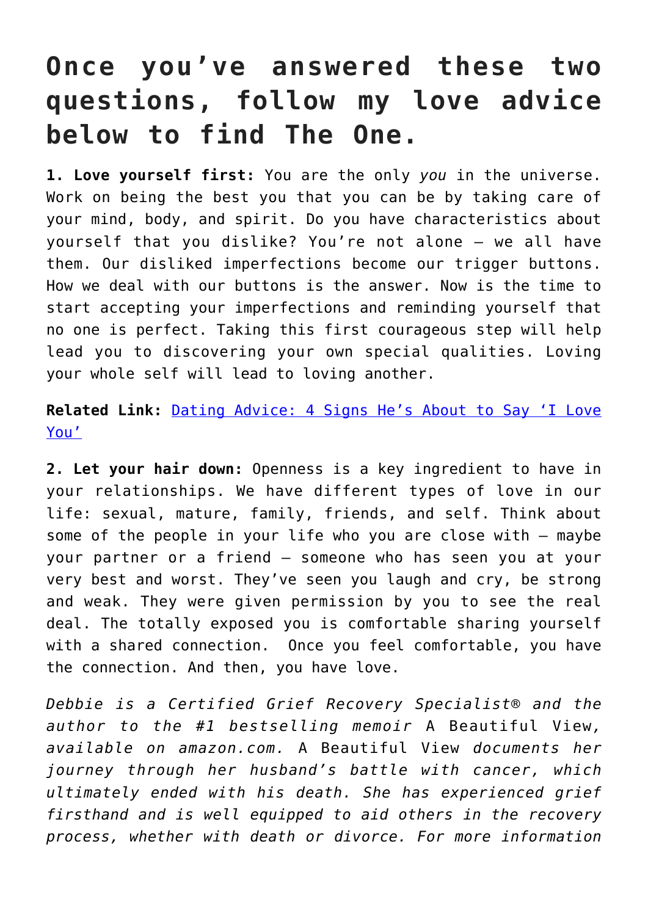# Once you've answered these two questions, follow my love advice below to find The One.

**1. Love yourself first:** You are the only *you* in the universe. Work on being the best you that you can be by taking care of your mind, body, and spirit. Do you have characteristics about yourself that you dislike? You're not alone — we all have them. Our disliked imperfections become our trigger buttons. How we deal with our buttons is the answer. Now is the time to start accepting your imperfections and reminding yourself that no one is perfect. Taking this first courageous step will help lead you to discovering your own special qualities. Loving your whole self will lead to loving another.

**Related Link:** Dating Advice: 4 Signs He's About to Say 'I Love You'

**2. Let your hair down:** Openness is a key ingredient to have in your relationships. We have different types of love in our life: sexual, mature, family, friends, and self. Think about some of the people in your life who you are close with — maybe your partner or a friend — someone who has seen you at your very best and worst. They've seen you laugh and cry, be strong and weak. They were given permission by you to see the real deal. The totally exposed you is comfortable sharing yourself with a shared connection. Once you feel comfortable, you have the connection. And then, you have love.

*Debbie is a Certified Grief Recovery Specialist® and the author to the #1 bestselling memoir* A Beautiful View*, available on amazon.com.* A Beautiful View *documents her journey through her husband's battle with cancer, which ultimately ended with his death. She has experienced grief firsthand and is well equipped to aid others in the recovery process, whether with death or divorce. For more information*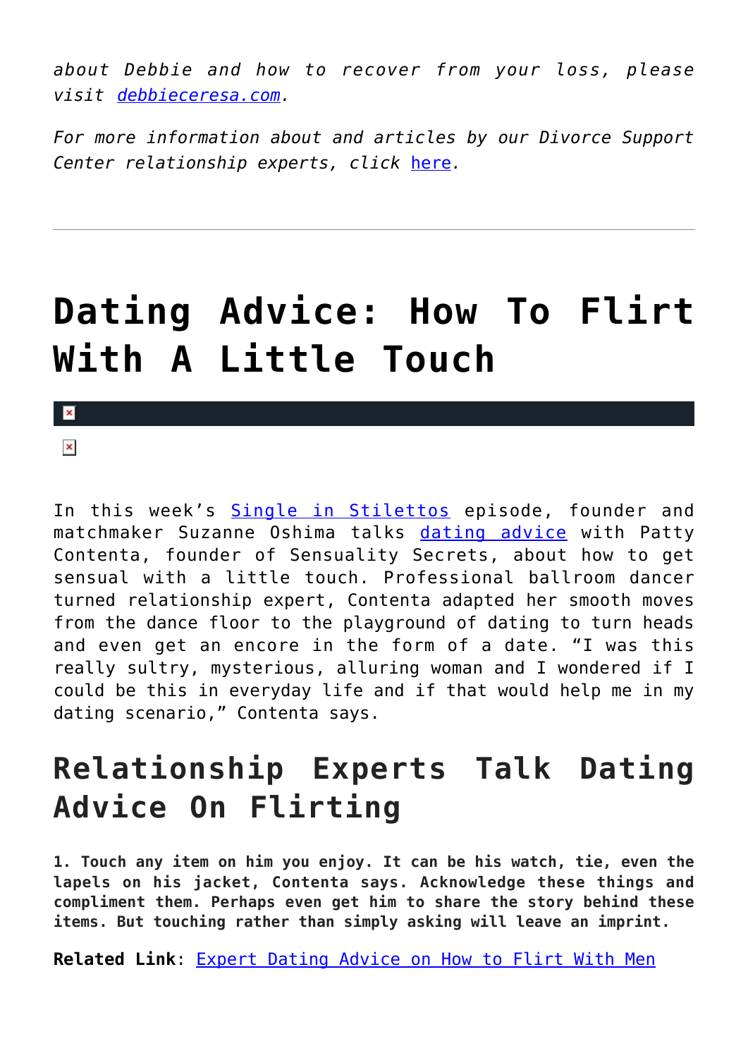*about Debbie and how to recover from your loss, please visit debbieceresa.com.*

*For more information about and articles by our Divorce Support Center relationship experts, click here.*

---

# Dating Advice: How To Flirt With A Little Touch

In this week's Single in Stilettos episode, founder and matchmaker Suzanne Oshima talks dating advice with Patty Contenta, founder of Sensuality Secrets, about how to get sensual with a little touch. Professional ballroom dancer turned relationship expert, Contenta adapted her smooth moves from the dance floor to the playground of dating to turn heads and even get an encore in the form of a date. "I was this really sultry, mysterious, alluring woman and I wondered if I could be this in everyday life and if that would help me in my dating scenario," Contenta says.

## Relationship Experts Talk Dating Advice On Flirting

**1. Touch any item on him you enjoy. It can be his watch, tie, even the lapels on his jacket, Contenta says. Acknowledge these things and compliment them. Perhaps even get him to share the story behind these items. But touching rather than simply asking will leave an imprint.**

**Related Link**: Expert Dating Advice on How to Flirt With Men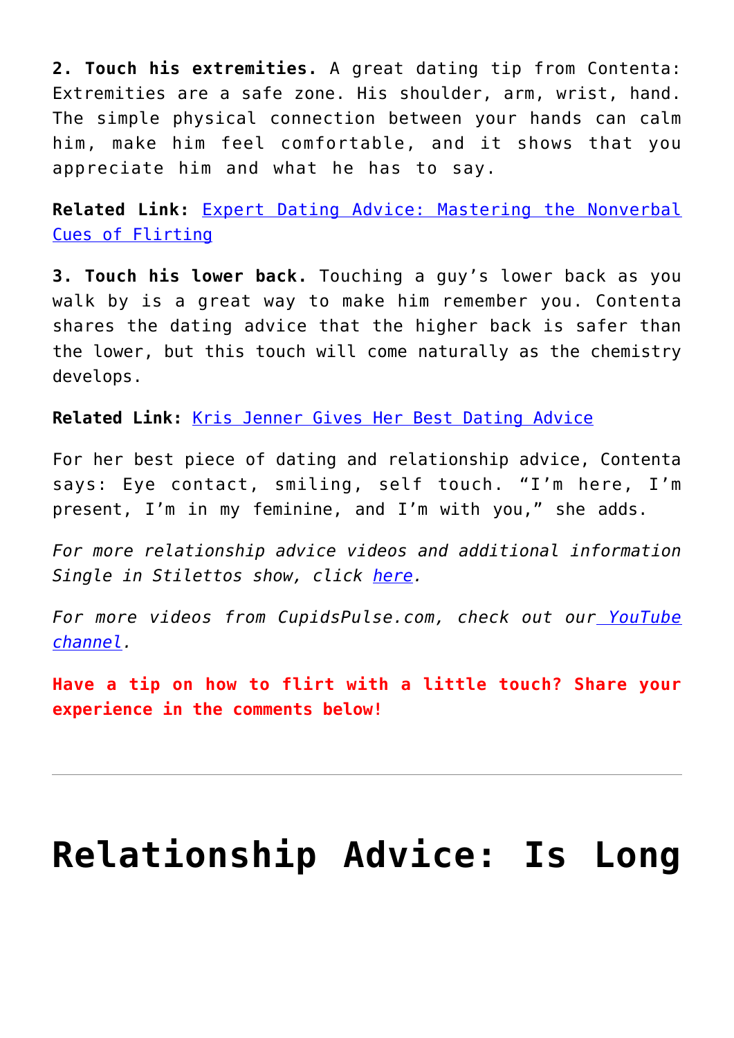**2. Touch his extremities.** A great dating tip from Contenta: Extremities are a safe zone. His shoulder, arm, wrist, hand. The simple physical connection between your hands can calm him, make him feel comfortable, and it shows that you appreciate him and what he has to say.

**Related Link:** Expert Dating Advice: Mastering the Nonverbal Cues of Flirting

**3. Touch his lower back.** Touching a guy's lower back as you walk by is a great way to make him remember you. Contenta shares the dating advice that the higher back is safer than the lower, but this touch will come naturally as the chemistry develops.

**Related Link:** Kris Jenner Gives Her Best Dating Advice

For her best piece of dating and relationship advice, Contenta says: Eye contact, smiling, self touch. "I'm here, I'm present, I'm in my feminine, and I'm with you," she adds.

*For more relationship advice videos and additional information Single in Stilettos show, click here.*

*For more videos from CupidsPulse.com, check out our YouTube channel.*

**Have a tip on how to flirt with a little touch? Share your experience in the comments below!**

---

# Relationship Advice: Is Long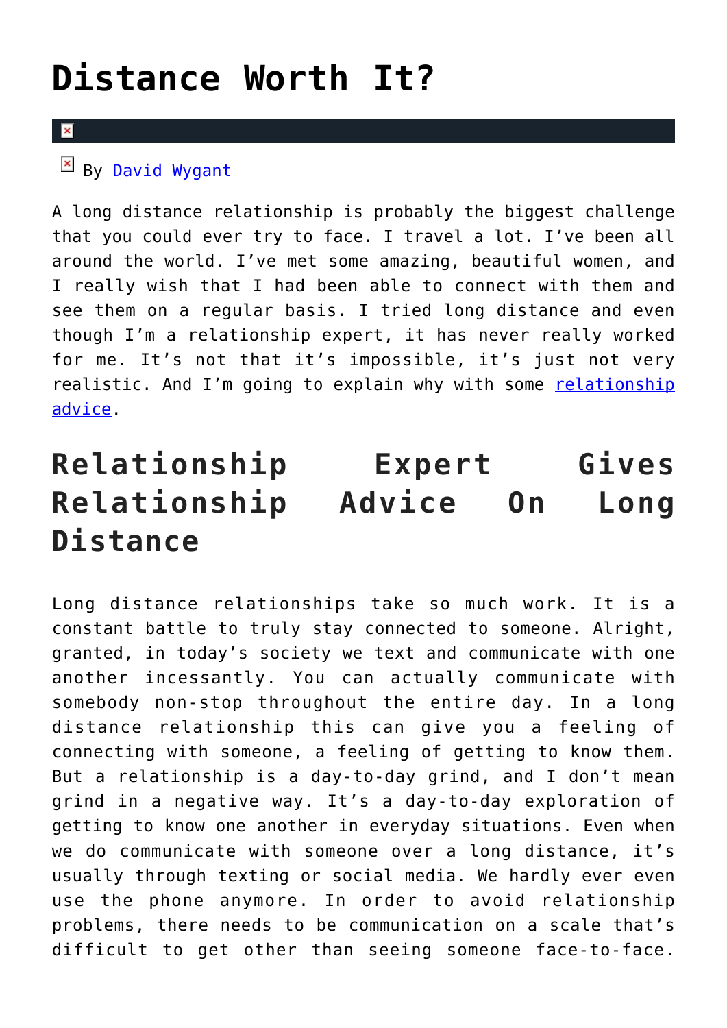# Distance Worth It?

By [David Wygant]

A long distance relationship is probably the biggest challenge that you could ever try to face. I travel a lot. I've been all around the world. I've met some amazing, beautiful women, and I really wish that I had been able to connect with them and see them on a regular basis. I tried long distance and even though I'm a relationship expert, it has never really worked for me. It's not that it's impossible, it's just not very realistic. And I'm going to explain why with some relationship advice.

## Relationship Expert Gives Relationship Advice On Long Distance

Long distance relationships take so much work. It is a constant battle to truly stay connected to someone. Alright, granted, in today's society we text and communicate with one another incessantly. You can actually communicate with somebody non-stop throughout the entire day. In a long distance relationship this can give you a feeling of connecting with someone, a feeling of getting to know them. But a relationship is a day-to-day grind, and I don't mean grind in a negative way. It's a day-to-day exploration of getting to know one another in everyday situations. Even when we do communicate with someone over a long distance, it's usually through texting or social media. We hardly ever even use the phone anymore. In order to avoid relationship problems, there needs to be communication on a scale that's difficult to get other than seeing someone face-to-face.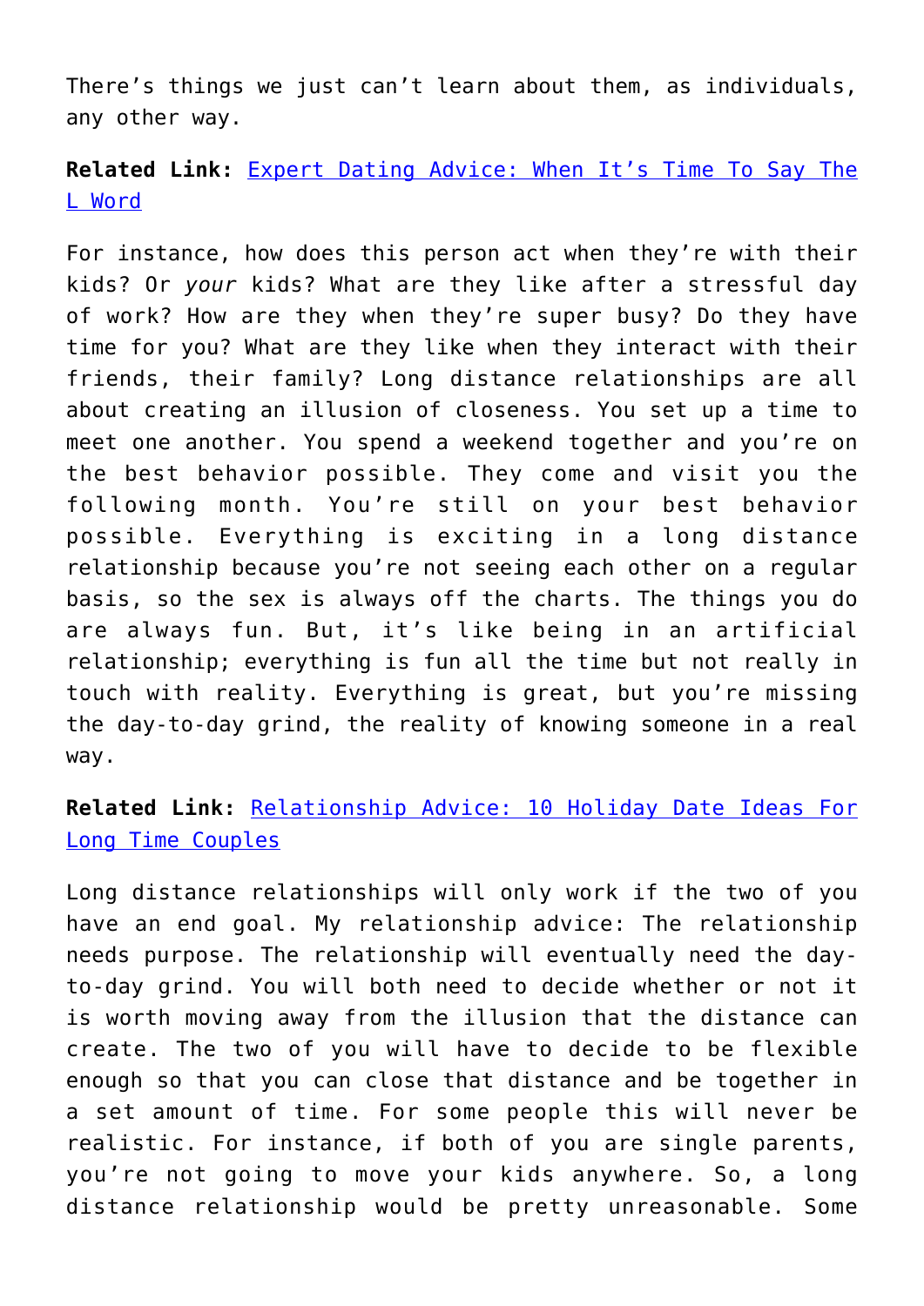There's things we just can't learn about them, as individuals, any other way.

**Related Link:** Expert Dating Advice: When It's Time To Say The L Word

For instance, how does this person act when they're with their kids? Or *your* kids? What are they like after a stressful day of work? How are they when they're super busy? Do they have time for you? What are they like when they interact with their friends, their family? Long distance relationships are all about creating an illusion of closeness. You set up a time to meet one another. You spend a weekend together and you're on the best behavior possible. They come and visit you the following month. You're still on your best behavior possible. Everything is exciting in a long distance relationship because you're not seeing each other on a regular basis, so the sex is always off the charts. The things you do are always fun. But, it's like being in an artificial relationship; everything is fun all the time but not really in touch with reality. Everything is great, but you're missing the day-to-day grind, the reality of knowing someone in a real way.

**Related Link:** Relationship Advice: 10 Holiday Date Ideas For Long Time Couples

Long distance relationships will only work if the two of you have an end goal. My relationship advice: The relationship needs purpose. The relationship will eventually need the day-to-day grind. You will both need to decide whether or not it is worth moving away from the illusion that the distance can create. The two of you will have to decide to be flexible enough so that you can close that distance and be together in a set amount of time. For some people this will never be realistic. For instance, if both of you are single parents, you're not going to move your kids anywhere. So, a long distance relationship would be pretty unreasonable. Some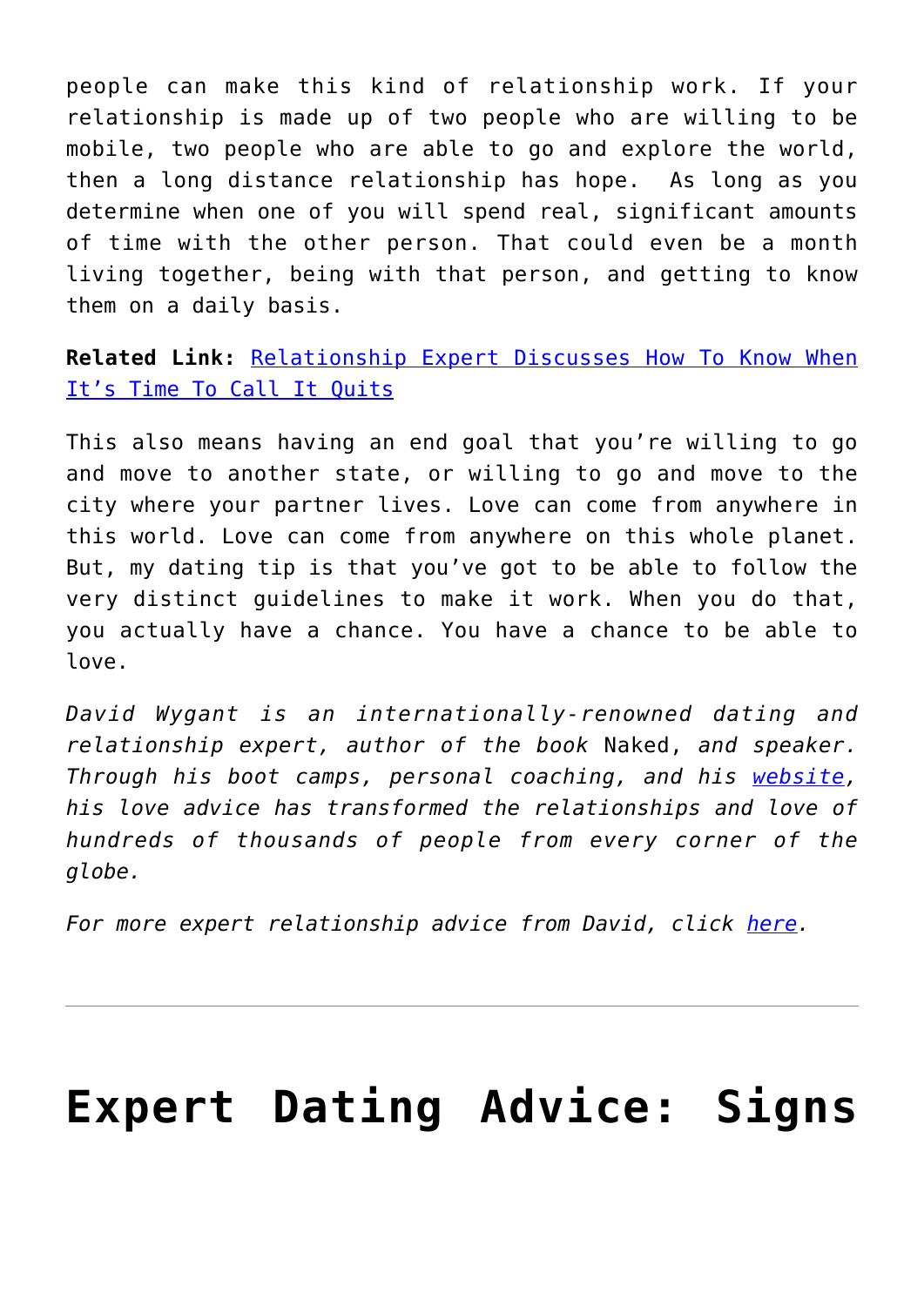people can make this kind of relationship work. If your relationship is made up of two people who are willing to be mobile, two people who are able to go and explore the world, then a long distance relationship has hope. As long as you determine when one of you will spend real, significant amounts of time with the other person. That could even be a month living together, being with that person, and getting to know them on a daily basis.

**Related Link:** [Relationship Expert Discusses How To Know When It's Time To Call It Quits]()

This also means having an end goal that you're willing to go and move to another state, or willing to go and move to the city where your partner lives. Love can come from anywhere in this world. Love can come from anywhere on this whole planet. But, my dating tip is that you've got to be able to follow the very distinct guidelines to make it work. When you do that, you actually have a chance. You have a chance to be able to love.

*David Wygant is an internationally-renowned dating and relationship expert, author of the book* Naked, *and speaker. Through his boot camps, personal coaching, and his [website](), his love advice has transformed the relationships and love of hundreds of thousands of people from every corner of the globe.*

*For more expert relationship advice from David, click [here]().*

---

# Expert Dating Advice: Signs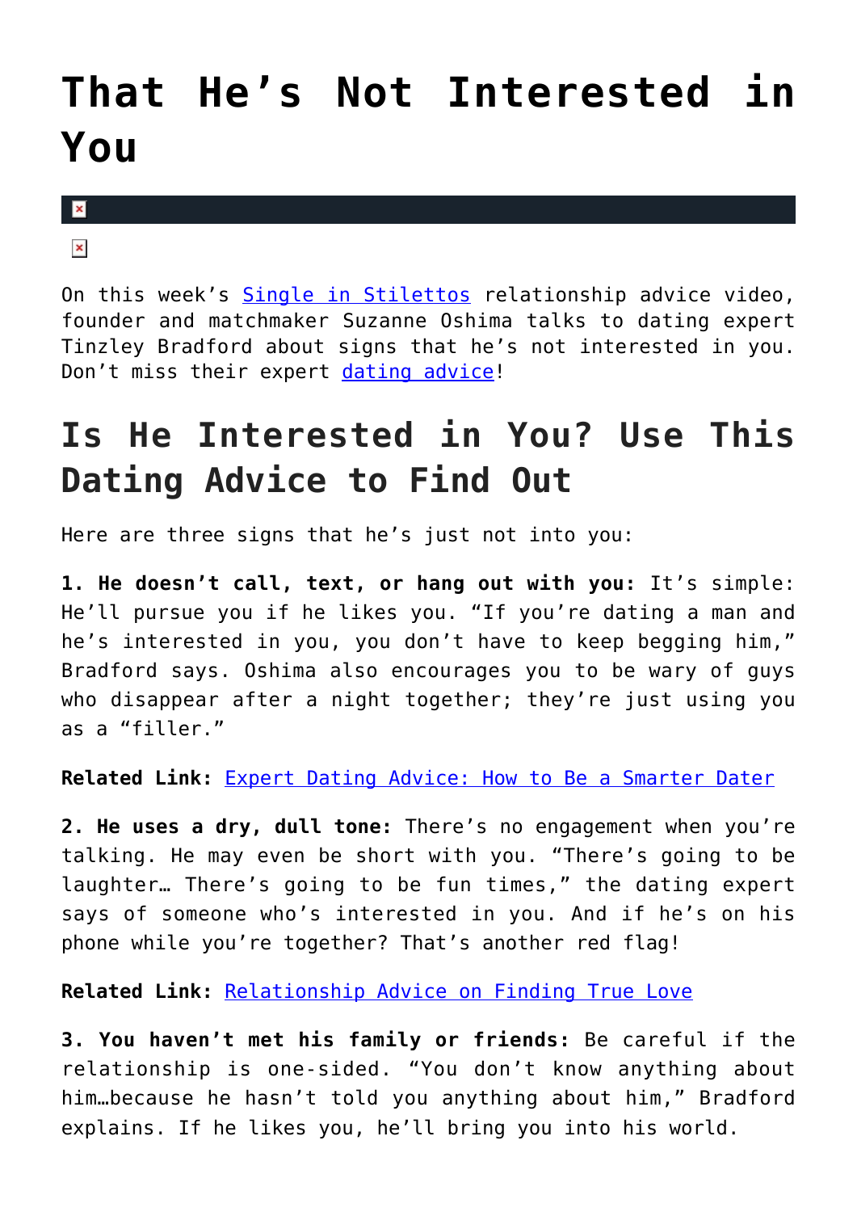# That He's Not Interested in You

On this week's Single in Stilettos relationship advice video, founder and matchmaker Suzanne Oshima talks to dating expert Tinzley Bradford about signs that he's not interested in you. Don't miss their expert dating advice!

## Is He Interested in You? Use This Dating Advice to Find Out

Here are three signs that he's just not into you:

**1. He doesn't call, text, or hang out with you:** It's simple: He'll pursue you if he likes you. "If you're dating a man and he's interested in you, you don't have to keep begging him," Bradford says. Oshima also encourages you to be wary of guys who disappear after a night together; they're just using you as a "filler."

**Related Link:** Expert Dating Advice: How to Be a Smarter Dater

**2. He uses a dry, dull tone:** There's no engagement when you're talking. He may even be short with you. "There's going to be laughter… There's going to be fun times," the dating expert says of someone who's interested in you. And if he's on his phone while you're together? That's another red flag!

**Related Link:** Relationship Advice on Finding True Love

**3. You haven't met his family or friends:** Be careful if the relationship is one-sided. "You don't know anything about him…because he hasn't told you anything about him," Bradford explains. If he likes you, he'll bring you into his world.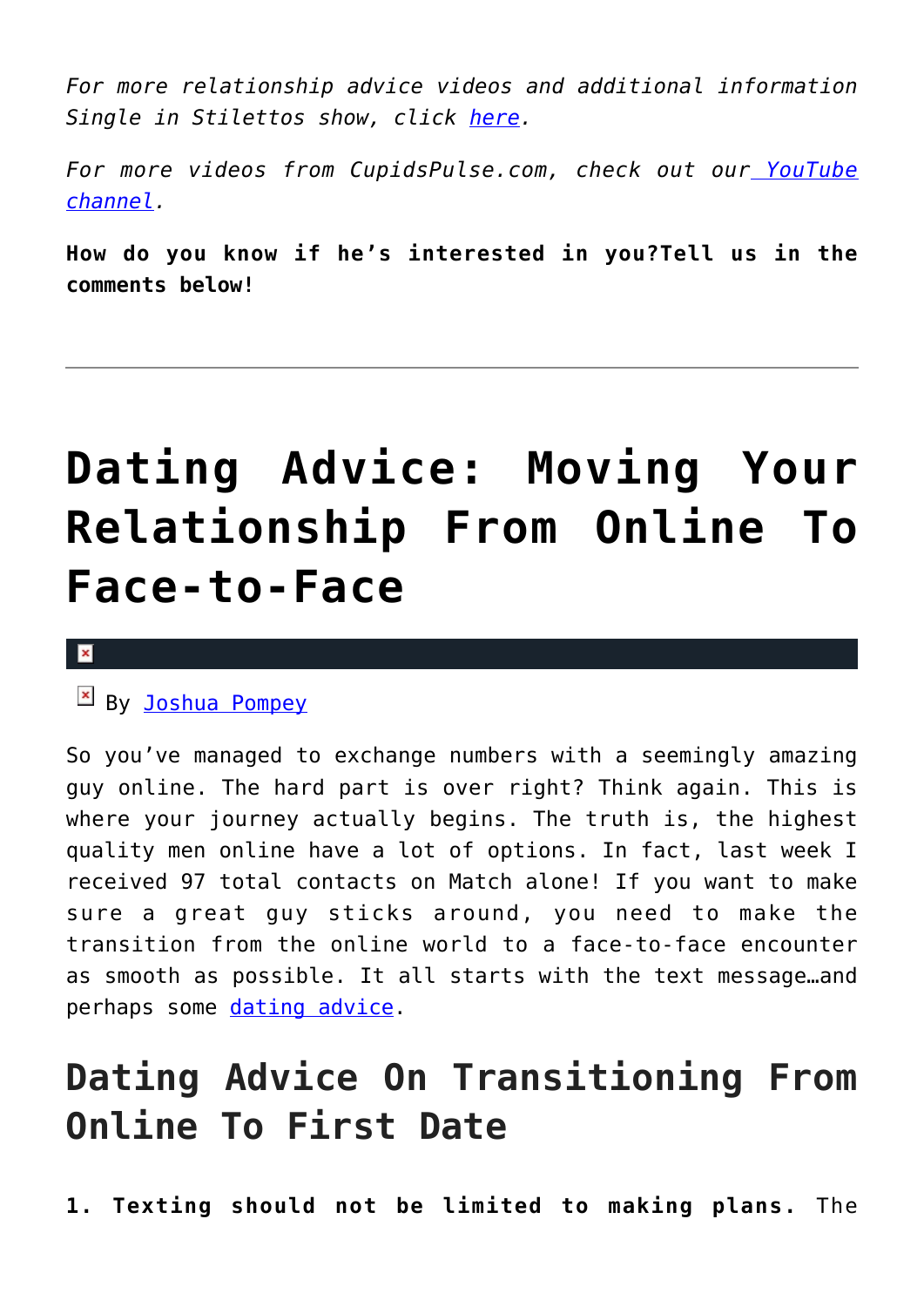*For more relationship advice videos and additional information Single in Stilettos show, click [here](#).*

*For more videos from CupidsPulse.com, check out our [YouTube channel](#).*

**How do you know if he's interested in you?Tell us in the comments below!**

---

# Dating Advice: Moving Your Relationship From Online To Face-to-Face

By [Joshua Pompey](#)

So you've managed to exchange numbers with a seemingly amazing guy online. The hard part is over right? Think again. This is where your journey actually begins. The truth is, the highest quality men online have a lot of options. In fact, last week I received 97 total contacts on Match alone! If you want to make sure a great guy sticks around, you need to make the transition from the online world to a face-to-face encounter as smooth as possible. It all starts with the text message…and perhaps some [dating advice](#).

## Dating Advice On Transitioning From Online To First Date

**1. Texting should not be limited to making plans.** The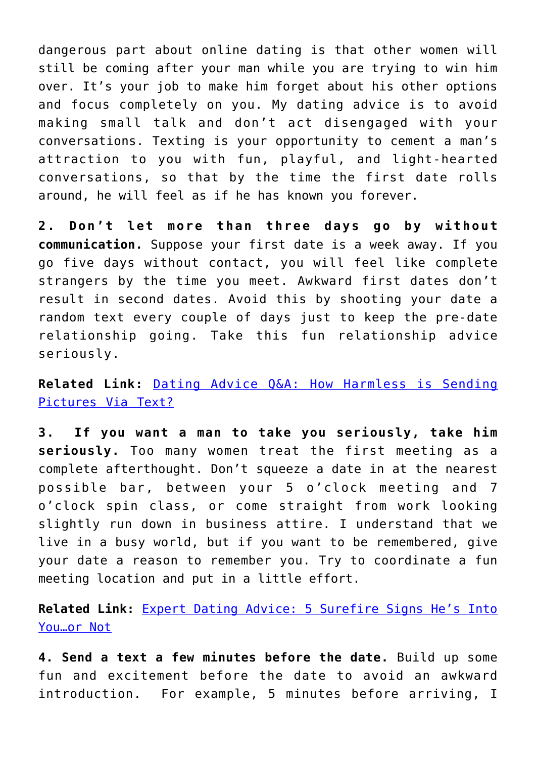dangerous part about online dating is that other women will still be coming after your man while you are trying to win him over. It's your job to make him forget about his other options and focus completely on you. My dating advice is to avoid making small talk and don't act disengaged with your conversations. Texting is your opportunity to cement a man's attraction to you with fun, playful, and light-hearted conversations, so that by the time the first date rolls around, he will feel as if he has known you forever.

**2. Don't let more than three days go by without communication.** Suppose your first date is a week away. If you go five days without contact, you will feel like complete strangers by the time you meet. Awkward first dates don't result in second dates. Avoid this by shooting your date a random text every couple of days just to keep the pre-date relationship going. Take this fun relationship advice seriously.

**Related Link:** [Dating Advice Q&A: How Harmless is Sending Pictures Via Text?]()

**3. If you want a man to take you seriously, take him seriously.** Too many women treat the first meeting as a complete afterthought. Don't squeeze a date in at the nearest possible bar, between your 5 o'clock meeting and 7 o'clock spin class, or come straight from work looking slightly run down in business attire. I understand that we live in a busy world, but if you want to be remembered, give your date a reason to remember you. Try to coordinate a fun meeting location and put in a little effort.

**Related Link:** [Expert Dating Advice: 5 Surefire Signs He's Into You…or Not]()

**4. Send a text a few minutes before the date.** Build up some fun and excitement before the date to avoid an awkward introduction. For example, 5 minutes before arriving, I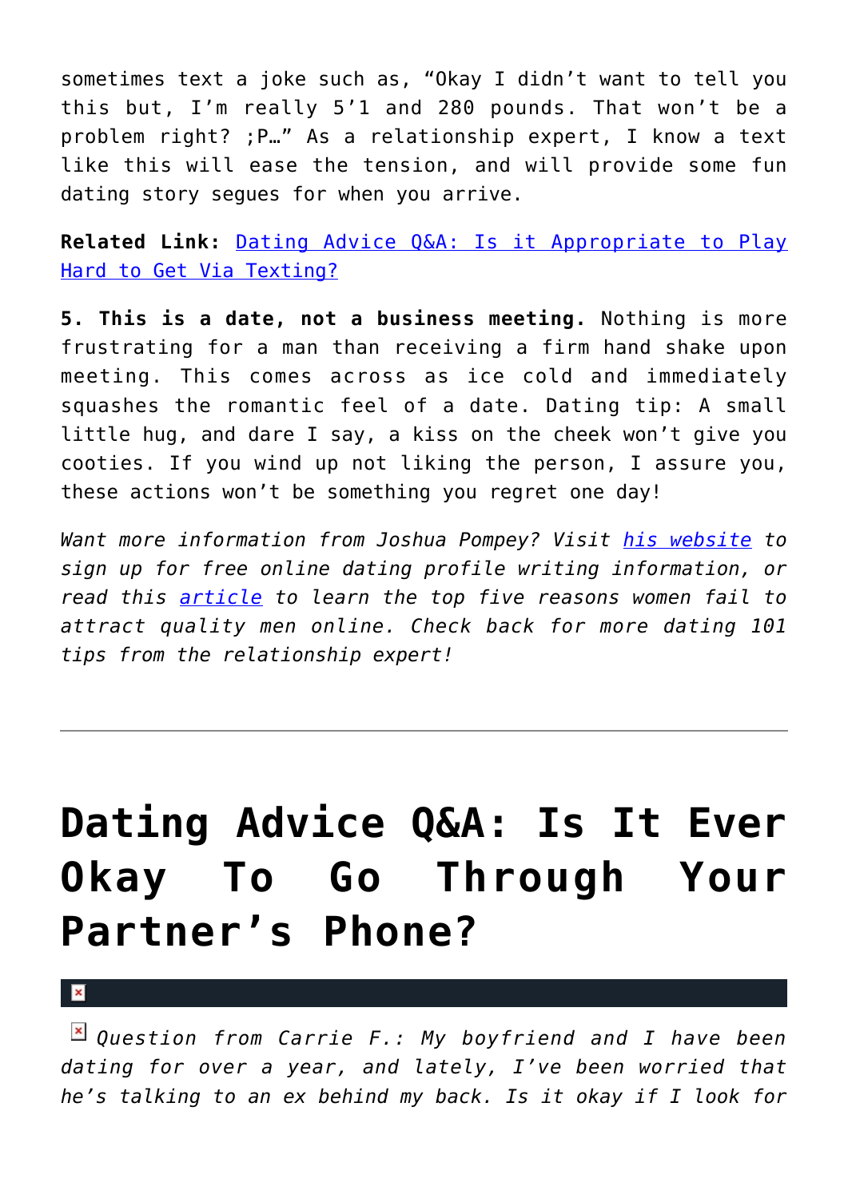sometimes text a joke such as, “Okay I didn’t want to tell you this but, I’m really 5’1 and 280 pounds. That won’t be a problem right? ;P…” As a relationship expert, I know a text like this will ease the tension, and will provide some fun dating story segues for when you arrive.

**Related Link:** Dating Advice Q&A: Is it Appropriate to Play Hard to Get Via Texting?

**5. This is a date, not a business meeting.** Nothing is more frustrating for a man than receiving a firm hand shake upon meeting. This comes across as ice cold and immediately squashes the romantic feel of a date. Dating tip: A small little hug, and dare I say, a kiss on the cheek won’t give you cooties. If you wind up not liking the person, I assure you, these actions won’t be something you regret one day!

*Want more information from Joshua Pompey? Visit his website to sign up for free online dating profile writing information, or read this article to learn the top five reasons women fail to attract quality men online. Check back for more dating 101 tips from the relationship expert!*

---

# Dating Advice Q&A: Is It Ever Okay To Go Through Your Partner’s Phone?

*Question from Carrie F.: My boyfriend and I have been dating for over a year, and lately, I’ve been worried that he’s talking to an ex behind my back. Is it okay if I look for*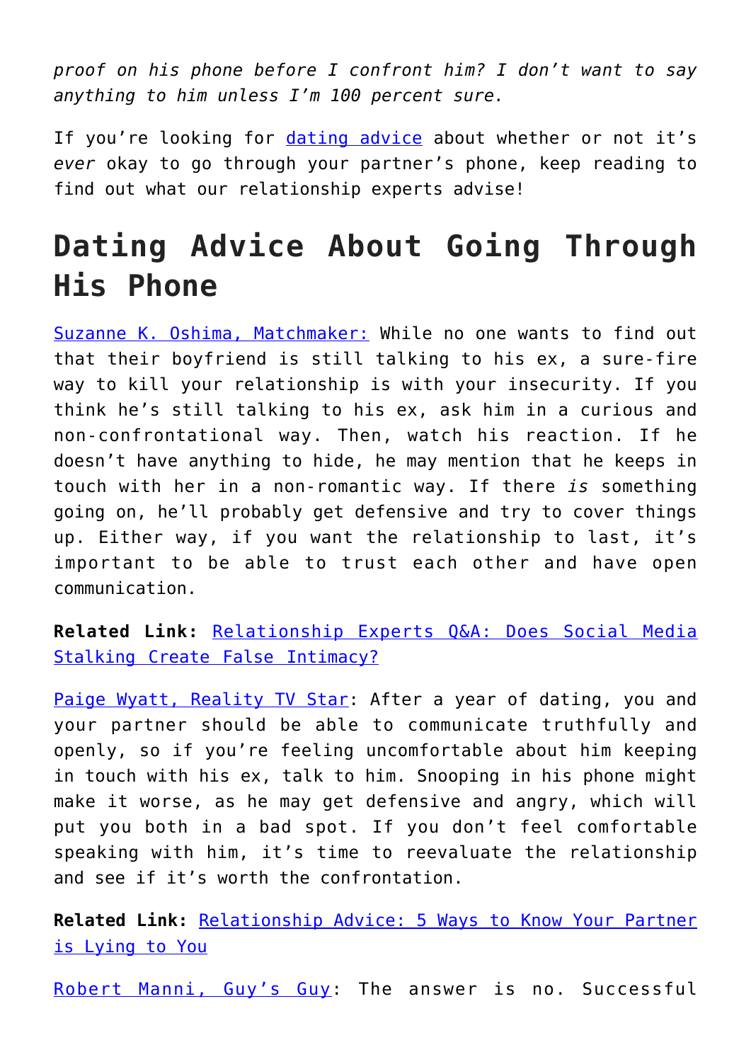*proof on his phone before I confront him? I don't want to say anything to him unless I'm 100 percent sure.*

If you're looking for dating advice about whether or not it's *ever* okay to go through your partner's phone, keep reading to find out what our relationship experts advise!

# Dating Advice About Going Through His Phone

Suzanne K. Oshima, Matchmaker: While no one wants to find out that their boyfriend is still talking to his ex, a sure-fire way to kill your relationship is with your insecurity. If you think he's still talking to his ex, ask him in a curious and non-confrontational way. Then, watch his reaction. If he doesn't have anything to hide, he may mention that he keeps in touch with her in a non-romantic way. If there *is* something going on, he'll probably get defensive and try to cover things up. Either way, if you want the relationship to last, it's important to be able to trust each other and have open communication.

**Related Link:** Relationship Experts Q&A: Does Social Media Stalking Create False Intimacy?

Paige Wyatt, Reality TV Star: After a year of dating, you and your partner should be able to communicate truthfully and openly, so if you're feeling uncomfortable about him keeping in touch with his ex, talk to him. Snooping in his phone might make it worse, as he may get defensive and angry, which will put you both in a bad spot. If you don't feel comfortable speaking with him, it's time to reevaluate the relationship and see if it's worth the confrontation.

**Related Link:** Relationship Advice: 5 Ways to Know Your Partner is Lying to You

Robert Manni, Guy's Guy: The answer is no. Successful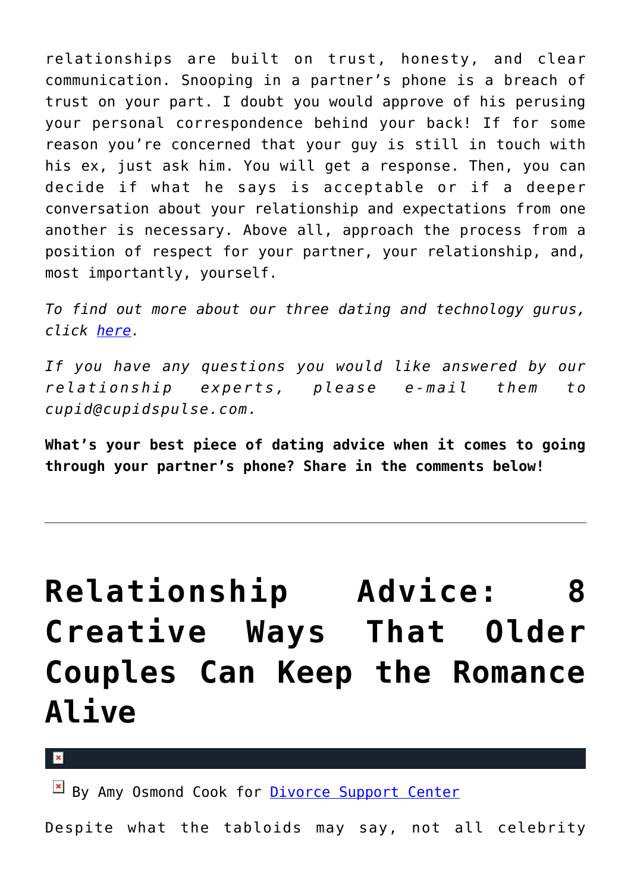relationships are built on trust, honesty, and clear communication. Snooping in a partner's phone is a breach of trust on your part. I doubt you would approve of his perusing your personal correspondence behind your back! If for some reason you're concerned that your guy is still in touch with his ex, just ask him. You will get a response. Then, you can decide if what he says is acceptable or if a deeper conversation about your relationship and expectations from one another is necessary. Above all, approach the process from a position of respect for your partner, your relationship, and, most importantly, yourself.

*To find out more about our three dating and technology gurus, click here.*

*If you have any questions you would like answered by our relationship experts, please e-mail them to cupid@cupidspulse.com.*

**What's your best piece of dating advice when it comes to going through your partner's phone? Share in the comments below!**

---

# Relationship Advice: 8 Creative Ways That Older Couples Can Keep the Romance Alive

By Amy Osmond Cook for Divorce Support Center

Despite what the tabloids may say, not all celebrity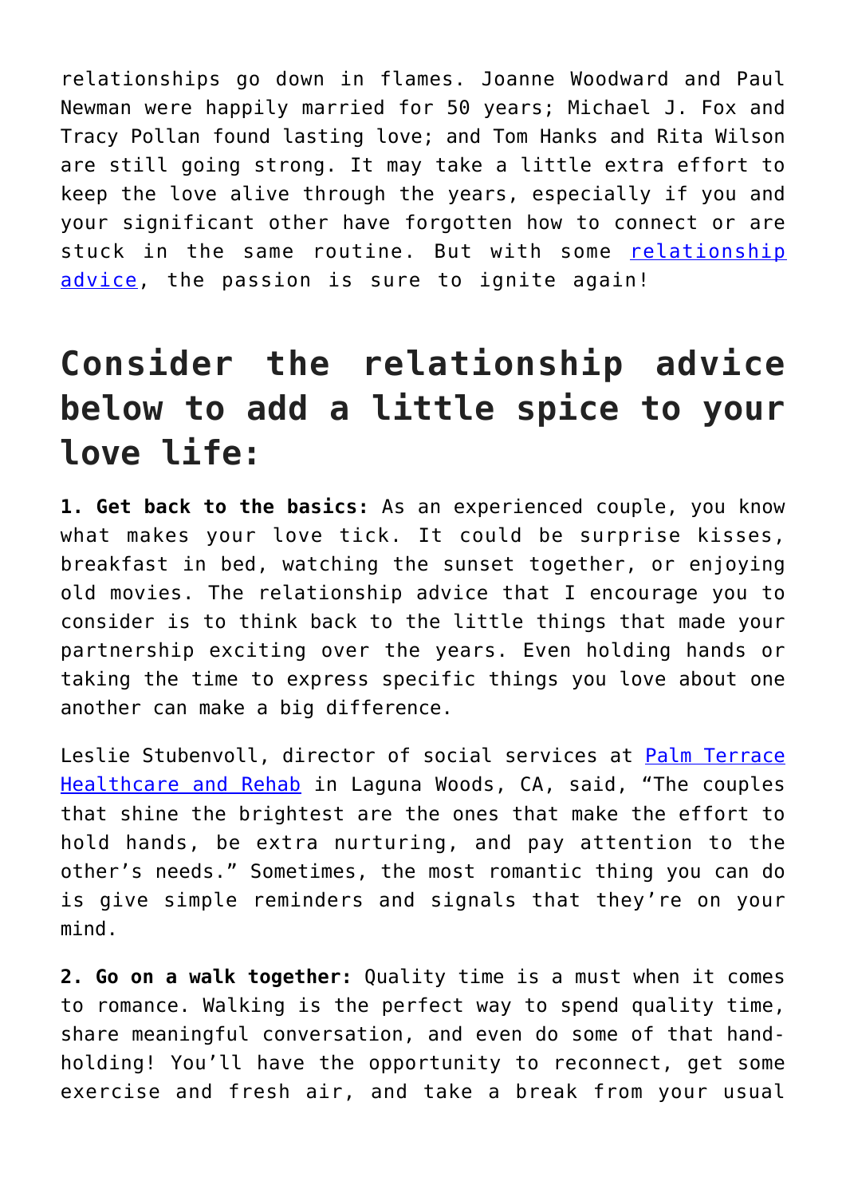relationships go down in flames. Joanne Woodward and Paul Newman were happily married for 50 years; Michael J. Fox and Tracy Pollan found lasting love; and Tom Hanks and Rita Wilson are still going strong. It may take a little extra effort to keep the love alive through the years, especially if you and your significant other have forgotten how to connect or are stuck in the same routine. But with some relationship advice, the passion is sure to ignite again!

## Consider the relationship advice below to add a little spice to your love life:

**1. Get back to the basics:** As an experienced couple, you know what makes your love tick. It could be surprise kisses, breakfast in bed, watching the sunset together, or enjoying old movies. The relationship advice that I encourage you to consider is to think back to the little things that made your partnership exciting over the years. Even holding hands or taking the time to express specific things you love about one another can make a big difference.

Leslie Stubenvoll, director of social services at Palm Terrace Healthcare and Rehab in Laguna Woods, CA, said, "The couples that shine the brightest are the ones that make the effort to hold hands, be extra nurturing, and pay attention to the other's needs." Sometimes, the most romantic thing you can do is give simple reminders and signals that they're on your mind.

**2. Go on a walk together:** Quality time is a must when it comes to romance. Walking is the perfect way to spend quality time, share meaningful conversation, and even do some of that hand-holding! You'll have the opportunity to reconnect, get some exercise and fresh air, and take a break from your usual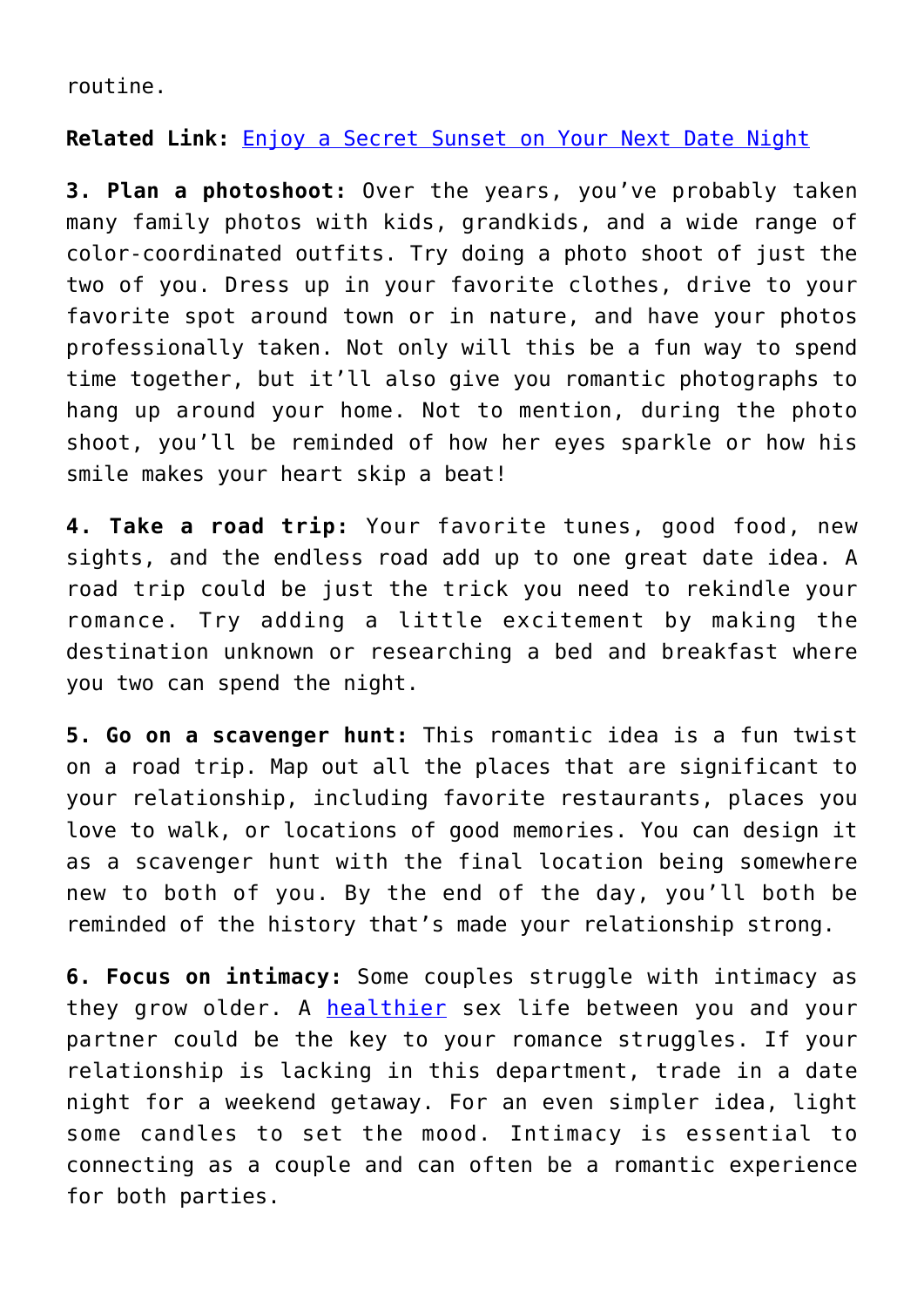routine.

**Related Link:** [Enjoy a Secret Sunset on Your Next Date Night]()

**3. Plan a photoshoot:** Over the years, you've probably taken many family photos with kids, grandkids, and a wide range of color-coordinated outfits. Try doing a photo shoot of just the two of you. Dress up in your favorite clothes, drive to your favorite spot around town or in nature, and have your photos professionally taken. Not only will this be a fun way to spend time together, but it'll also give you romantic photographs to hang up around your home. Not to mention, during the photo shoot, you'll be reminded of how her eyes sparkle or how his smile makes your heart skip a beat!

**4. Take a road trip:** Your favorite tunes, good food, new sights, and the endless road add up to one great date idea. A road trip could be just the trick you need to rekindle your romance. Try adding a little excitement by making the destination unknown or researching a bed and breakfast where you two can spend the night.

**5. Go on a scavenger hunt:** This romantic idea is a fun twist on a road trip. Map out all the places that are significant to your relationship, including favorite restaurants, places you love to walk, or locations of good memories. You can design it as a scavenger hunt with the final location being somewhere new to both of you. By the end of the day, you'll both be reminded of the history that's made your relationship strong.

**6. Focus on intimacy:** Some couples struggle with intimacy as they grow older. A [healthier]() sex life between you and your partner could be the key to your romance struggles. If your relationship is lacking in this department, trade in a date night for a weekend getaway. For an even simpler idea, light some candles to set the mood. Intimacy is essential to connecting as a couple and can often be a romantic experience for both parties.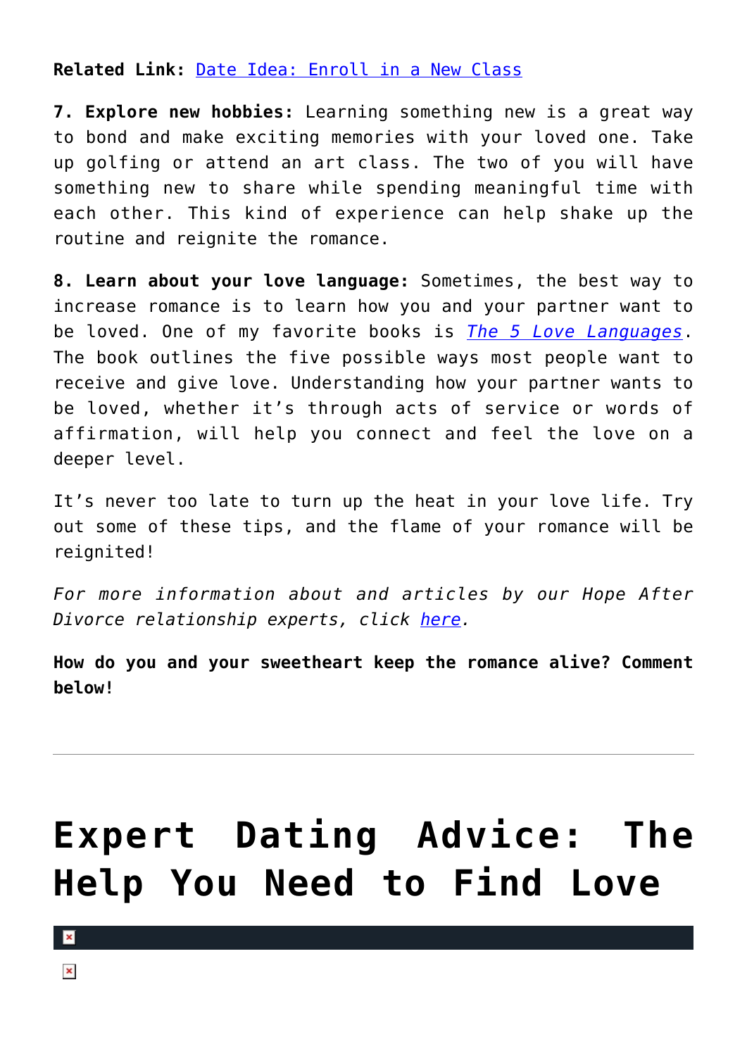**Related Link:** Date Idea: Enroll in a New Class

**7. Explore new hobbies:** Learning something new is a great way to bond and make exciting memories with your loved one. Take up golfing or attend an art class. The two of you will have something new to share while spending meaningful time with each other. This kind of experience can help shake up the routine and reignite the romance.

**8. Learn about your love language:** Sometimes, the best way to increase romance is to learn how you and your partner want to be loved. One of my favorite books is *The 5 Love Languages*. The book outlines the five possible ways most people want to receive and give love. Understanding how your partner wants to be loved, whether it's through acts of service or words of affirmation, will help you connect and feel the love on a deeper level.

It's never too late to turn up the heat in your love life. Try out some of these tips, and the flame of your romance will be reignited!

*For more information about and articles by our Hope After Divorce relationship experts, click here.*

**How do you and your sweetheart keep the romance alive? Comment below!**

---

# Expert Dating Advice: The Help You Need to Find Love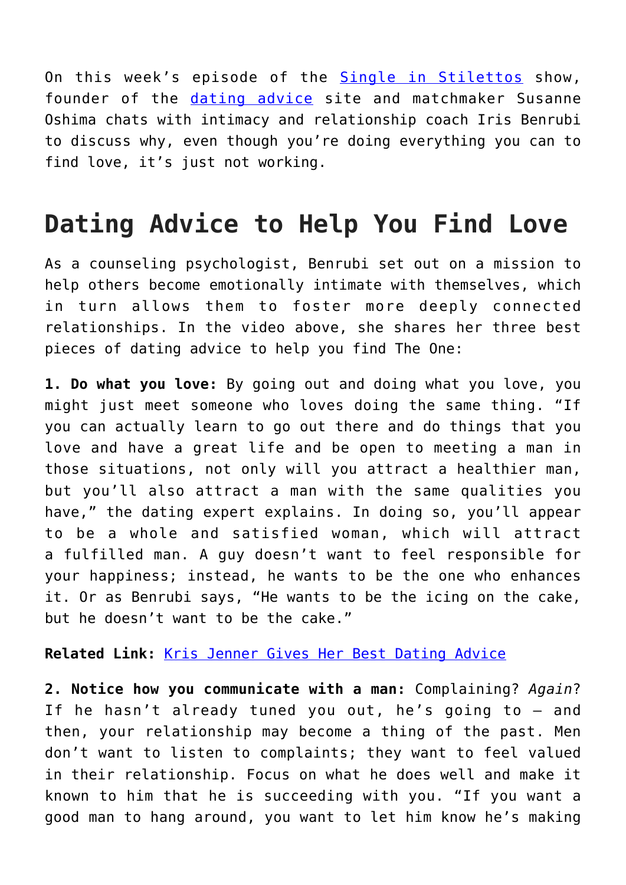On this week's episode of the Single in Stilettos show, founder of the dating advice site and matchmaker Susanne Oshima chats with intimacy and relationship coach Iris Benrubi to discuss why, even though you're doing everything you can to find love, it's just not working.

## Dating Advice to Help You Find Love

As a counseling psychologist, Benrubi set out on a mission to help others become emotionally intimate with themselves, which in turn allows them to foster more deeply connected relationships. In the video above, she shares her three best pieces of dating advice to help you find The One:

**1. Do what you love:** By going out and doing what you love, you might just meet someone who loves doing the same thing. "If you can actually learn to go out there and do things that you love and have a great life and be open to meeting a man in those situations, not only will you attract a healthier man, but you'll also attract a man with the same qualities you have," the dating expert explains. In doing so, you'll appear to be a whole and satisfied woman, which will attract a fulfilled man. A guy doesn't want to feel responsible for your happiness; instead, he wants to be the one who enhances it. Or as Benrubi says, "He wants to be the icing on the cake, but he doesn't want to be the cake."

**Related Link:** Kris Jenner Gives Her Best Dating Advice

**2. Notice how you communicate with a man:** Complaining? *Again*? If he hasn't already tuned you out, he's going to – and then, your relationship may become a thing of the past. Men don't want to listen to complaints; they want to feel valued in their relationship. Focus on what he does well and make it known to him that he is succeeding with you. "If you want a good man to hang around, you want to let him know he's making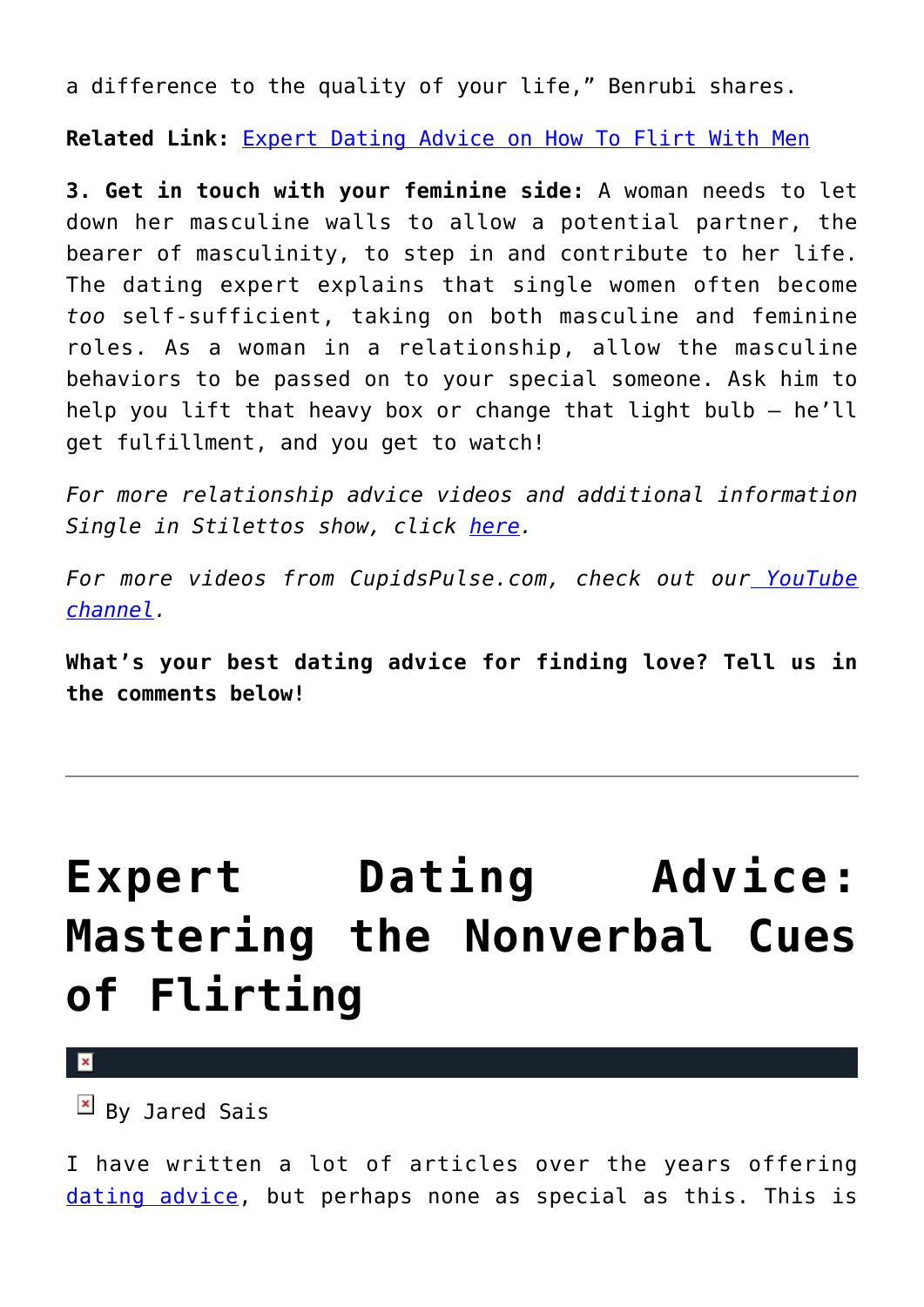a difference to the quality of your life," Benrubi shares.

**Related Link:** Expert Dating Advice on How To Flirt With Men

**3. Get in touch with your feminine side:** A woman needs to let down her masculine walls to allow a potential partner, the bearer of masculinity, to step in and contribute to her life. The dating expert explains that single women often become *too* self-sufficient, taking on both masculine and feminine roles. As a woman in a relationship, allow the masculine behaviors to be passed on to your special someone. Ask him to help you lift that heavy box or change that light bulb – he'll get fulfillment, and you get to watch!

*For more relationship advice videos and additional information Single in Stilettos show, click here.*

*For more videos from CupidsPulse.com, check out our YouTube channel.*

**What's your best dating advice for finding love? Tell us in the comments below!**

---

# Expert Dating Advice: Mastering the Nonverbal Cues of Flirting

By Jared Sais

I have written a lot of articles over the years offering dating advice, but perhaps none as special as this. This is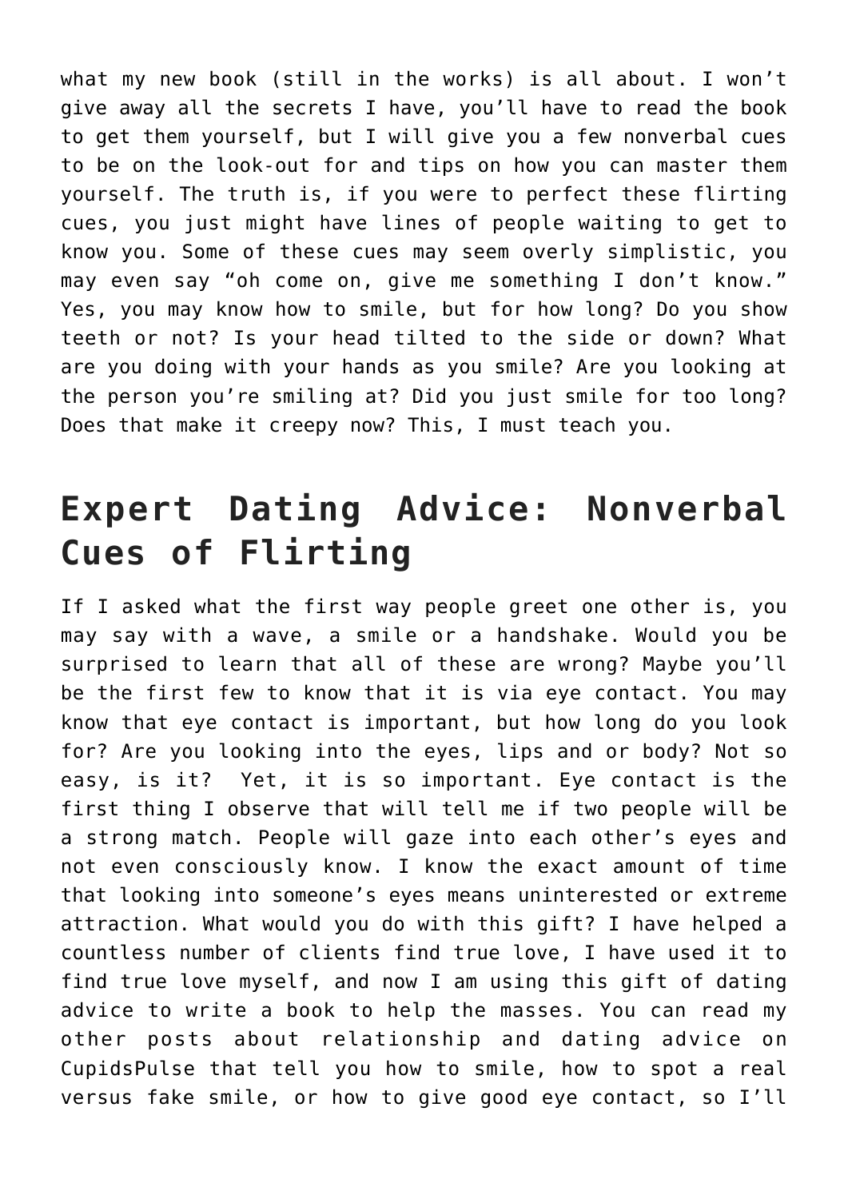what my new book (still in the works) is all about. I won't give away all the secrets I have, you'll have to read the book to get them yourself, but I will give you a few nonverbal cues to be on the look-out for and tips on how you can master them yourself. The truth is, if you were to perfect these flirting cues, you just might have lines of people waiting to get to know you. Some of these cues may seem overly simplistic, you may even say "oh come on, give me something I don't know." Yes, you may know how to smile, but for how long? Do you show teeth or not? Is your head tilted to the side or down? What are you doing with your hands as you smile? Are you looking at the person you're smiling at? Did you just smile for too long? Does that make it creepy now? This, I must teach you.

## Expert Dating Advice: Nonverbal Cues of Flirting

If I asked what the first way people greet one other is, you may say with a wave, a smile or a handshake. Would you be surprised to learn that all of these are wrong? Maybe you'll be the first few to know that it is via eye contact. You may know that eye contact is important, but how long do you look for? Are you looking into the eyes, lips and or body? Not so easy, is it? Yet, it is so important. Eye contact is the first thing I observe that will tell me if two people will be a strong match. People will gaze into each other's eyes and not even consciously know. I know the exact amount of time that looking into someone's eyes means uninterested or extreme attraction. What would you do with this gift? I have helped a countless number of clients find true love, I have used it to find true love myself, and now I am using this gift of dating advice to write a book to help the masses. You can read my other posts about relationship and dating advice on CupidsPulse that tell you how to smile, how to spot a real versus fake smile, or how to give good eye contact, so I'll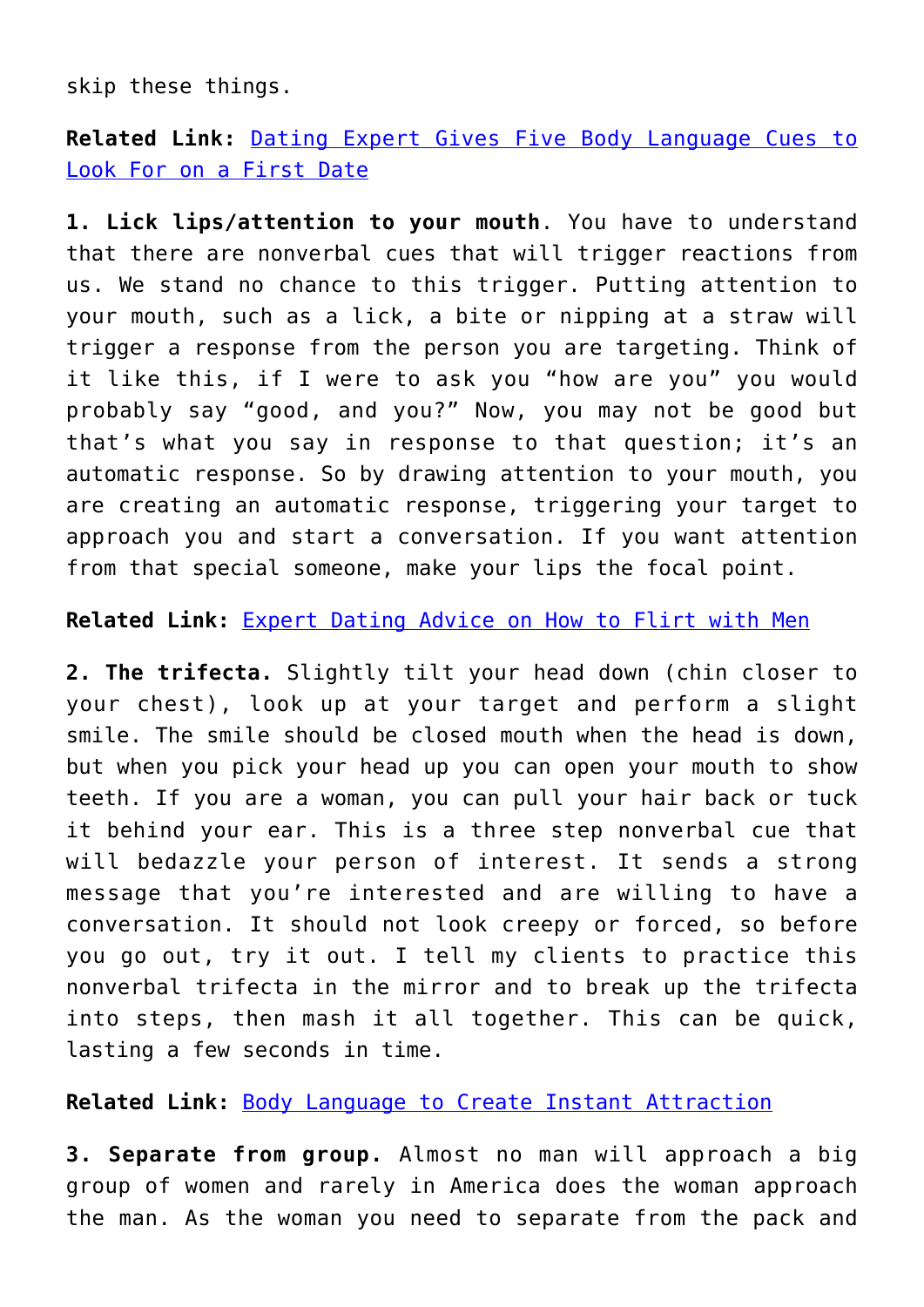skip these things.

**Related Link:** Dating Expert Gives Five Body Language Cues to Look For on a First Date

**1. Lick lips/attention to your mouth**. You have to understand that there are nonverbal cues that will trigger reactions from us. We stand no chance to this trigger. Putting attention to your mouth, such as a lick, a bite or nipping at a straw will trigger a response from the person you are targeting. Think of it like this, if I were to ask you "how are you" you would probably say "good, and you?" Now, you may not be good but that's what you say in response to that question; it's an automatic response. So by drawing attention to your mouth, you are creating an automatic response, triggering your target to approach you and start a conversation. If you want attention from that special someone, make your lips the focal point.

**Related Link:** Expert Dating Advice on How to Flirt with Men

**2. The trifecta.** Slightly tilt your head down (chin closer to your chest), look up at your target and perform a slight smile. The smile should be closed mouth when the head is down, but when you pick your head up you can open your mouth to show teeth. If you are a woman, you can pull your hair back or tuck it behind your ear. This is a three step nonverbal cue that will bedazzle your person of interest. It sends a strong message that you're interested and are willing to have a conversation. It should not look creepy or forced, so before you go out, try it out. I tell my clients to practice this nonverbal trifecta in the mirror and to break up the trifecta into steps, then mash it all together. This can be quick, lasting a few seconds in time.

**Related Link:** Body Language to Create Instant Attraction

**3. Separate from group.** Almost no man will approach a big group of women and rarely in America does the woman approach the man. As the woman you need to separate from the pack and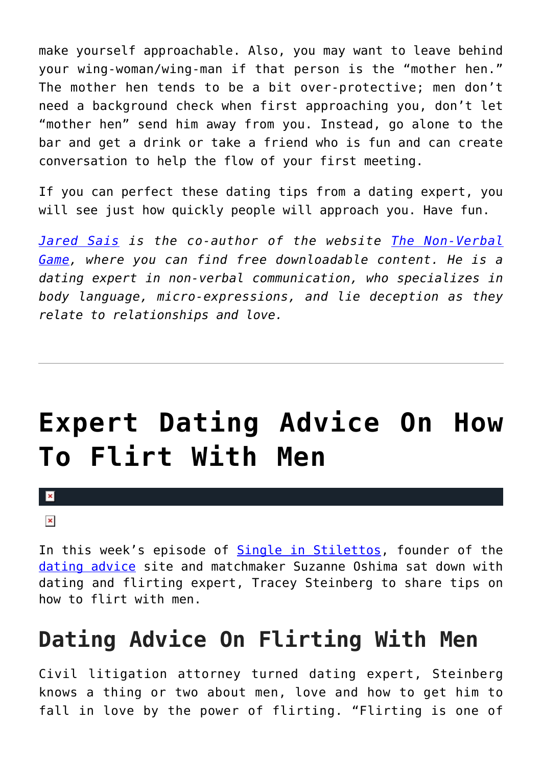make yourself approachable. Also, you may want to leave behind your wing-woman/wing-man if that person is the "mother hen." The mother hen tends to be a bit over-protective; men don't need a background check when first approaching you, don't let "mother hen" send him away from you. Instead, go alone to the bar and get a drink or take a friend who is fun and can create conversation to help the flow of your first meeting.

If you can perfect these dating tips from a dating expert, you will see just how quickly people will approach you. Have fun.

*Jared Sais is the co-author of the website The Non-Verbal Game, where you can find free downloadable content. He is a dating expert in non-verbal communication, who specializes in body language, micro-expressions, and lie deception as they relate to relationships and love.*

---

# Expert Dating Advice On How To Flirt With Men

In this week's episode of Single in Stilettos, founder of the dating advice site and matchmaker Suzanne Oshima sat down with dating and flirting expert, Tracey Steinberg to share tips on how to flirt with men.

## Dating Advice On Flirting With Men

Civil litigation attorney turned dating expert, Steinberg knows a thing or two about men, love and how to get him to fall in love by the power of flirting. "Flirting is one of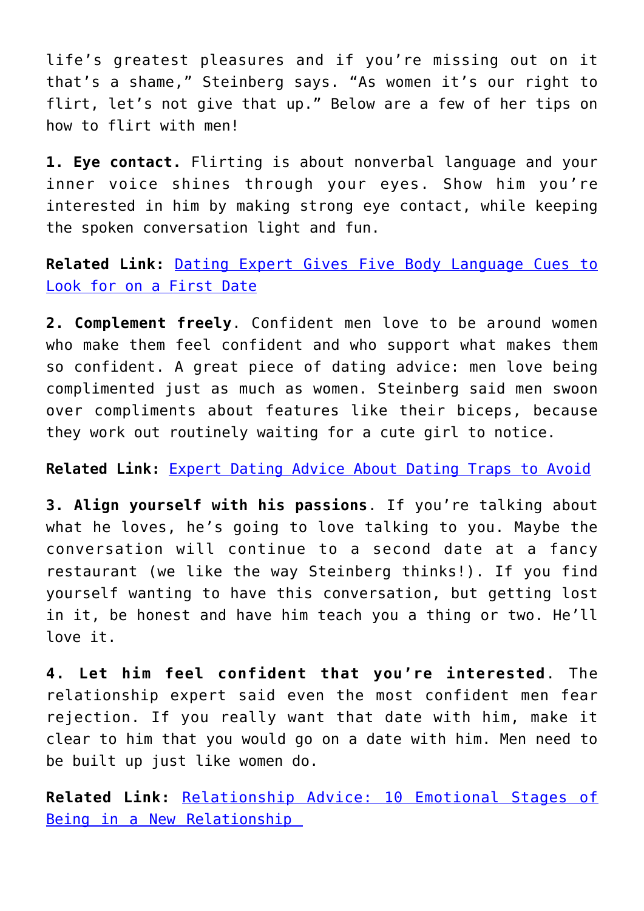life's greatest pleasures and if you're missing out on it that's a shame," Steinberg says. "As women it's our right to flirt, let's not give that up." Below are a few of her tips on how to flirt with men!

**1. Eye contact.** Flirting is about nonverbal language and your inner voice shines through your eyes. Show him you're interested in him by making strong eye contact, while keeping the spoken conversation light and fun.

**Related Link:** Dating Expert Gives Five Body Language Cues to Look for on a First Date

**2. Complement freely**. Confident men love to be around women who make them feel confident and who support what makes them so confident. A great piece of dating advice: men love being complimented just as much as women. Steinberg said men swoon over compliments about features like their biceps, because they work out routinely waiting for a cute girl to notice.

**Related Link:** Expert Dating Advice About Dating Traps to Avoid

**3. Align yourself with his passions**. If you're talking about what he loves, he's going to love talking to you. Maybe the conversation will continue to a second date at a fancy restaurant (we like the way Steinberg thinks!). If you find yourself wanting to have this conversation, but getting lost in it, be honest and have him teach you a thing or two. He'll love it.

**4. Let him feel confident that you're interested**. The relationship expert said even the most confident men fear rejection. If you really want that date with him, make it clear to him that you would go on a date with him. Men need to be built up just like women do.

**Related Link:** Relationship Advice: 10 Emotional Stages of Being in a New Relationship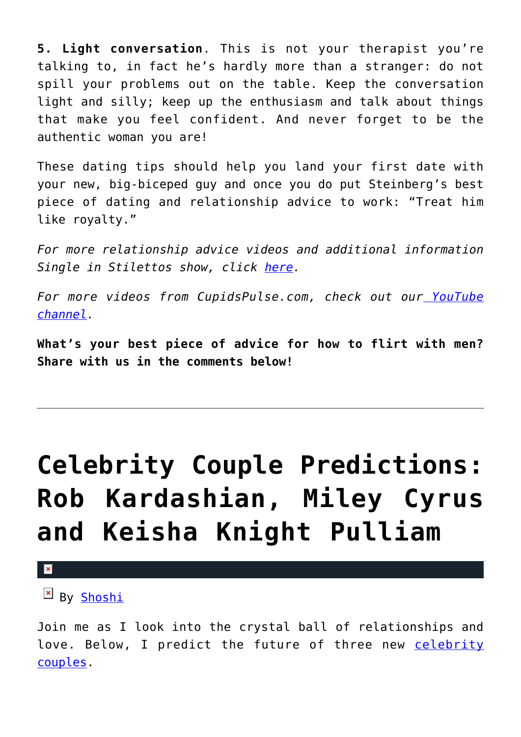**5. Light conversation**. This is not your therapist you're talking to, in fact he's hardly more than a stranger: do not spill your problems out on the table. Keep the conversation light and silly; keep up the enthusiasm and talk about things that make you feel confident. And never forget to be the authentic woman you are!

These dating tips should help you land your first date with your new, big-biceped guy and once you do put Steinberg's best piece of dating and relationship advice to work: "Treat him like royalty."

*For more relationship advice videos and additional information Single in Stilettos show, click here.*

*For more videos from CupidsPulse.com, check out our YouTube channel.*

**What's your best piece of advice for how to flirt with men? Share with us in the comments below!**

---

# Celebrity Couple Predictions: Rob Kardashian, Miley Cyrus and Keisha Knight Pulliam

By Shoshi

Join me as I look into the crystal ball of relationships and love. Below, I predict the future of three new celebrity couples.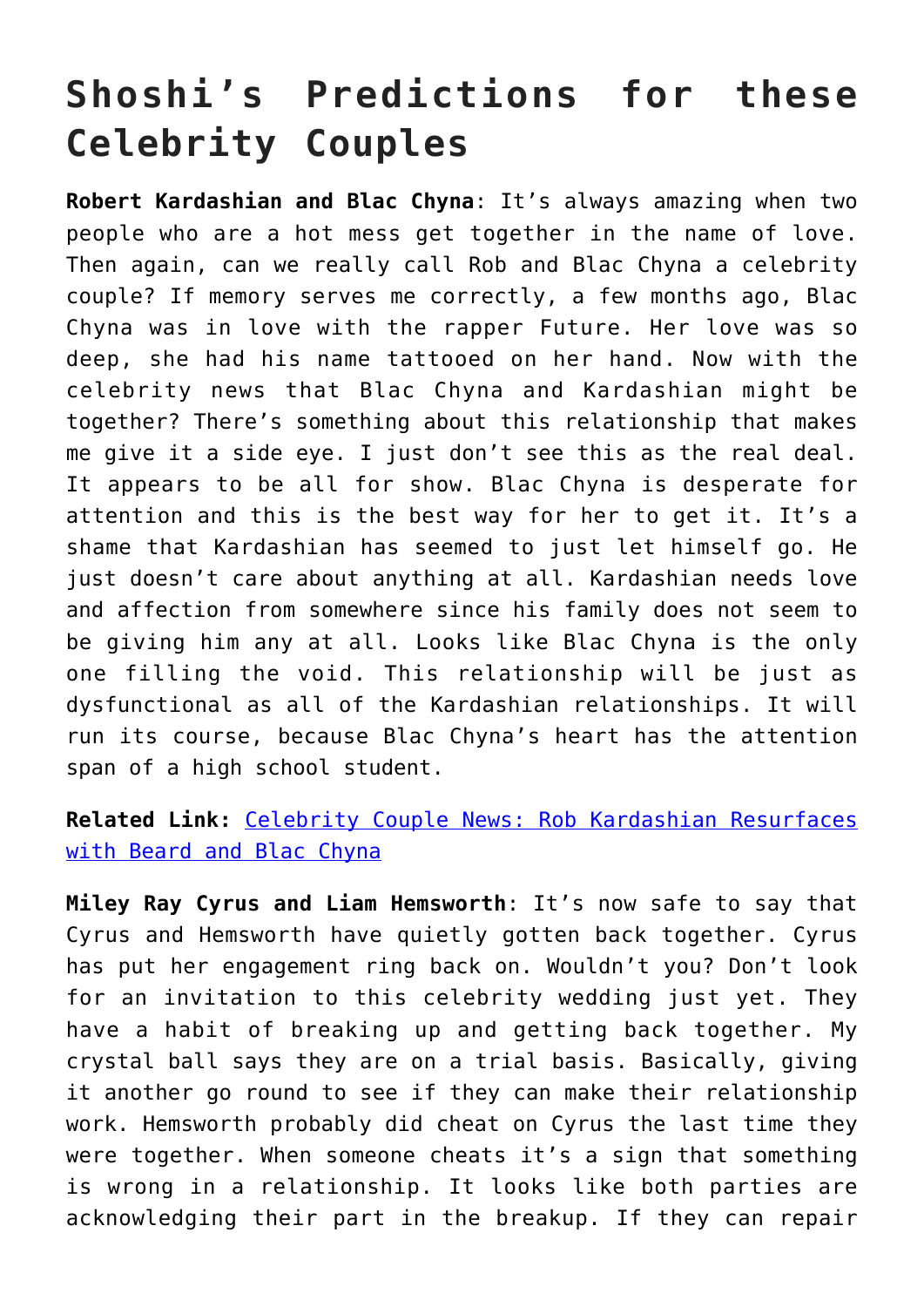# Shoshi's Predictions for these Celebrity Couples

**Robert Kardashian and Blac Chyna**: It's always amazing when two people who are a hot mess get together in the name of love. Then again, can we really call Rob and Blac Chyna a celebrity couple? If memory serves me correctly, a few months ago, Blac Chyna was in love with the rapper Future. Her love was so deep, she had his name tattooed on her hand. Now with the celebrity news that Blac Chyna and Kardashian might be together? There's something about this relationship that makes me give it a side eye. I just don't see this as the real deal. It appears to be all for show. Blac Chyna is desperate for attention and this is the best way for her to get it. It's a shame that Kardashian has seemed to just let himself go. He just doesn't care about anything at all. Kardashian needs love and affection from somewhere since his family does not seem to be giving him any at all. Looks like Blac Chyna is the only one filling the void. This relationship will be just as dysfunctional as all of the Kardashian relationships. It will run its course, because Blac Chyna's heart has the attention span of a high school student.

**Related Link:** [Celebrity Couple News: Rob Kardashian Resurfaces with Beard and Blac Chyna]()

**Miley Ray Cyrus and Liam Hemsworth**: It's now safe to say that Cyrus and Hemsworth have quietly gotten back together. Cyrus has put her engagement ring back on. Wouldn't you? Don't look for an invitation to this celebrity wedding just yet. They have a habit of breaking up and getting back together. My crystal ball says they are on a trial basis. Basically, giving it another go round to see if they can make their relationship work. Hemsworth probably did cheat on Cyrus the last time they were together. When someone cheats it's a sign that something is wrong in a relationship. It looks like both parties are acknowledging their part in the breakup. If they can repair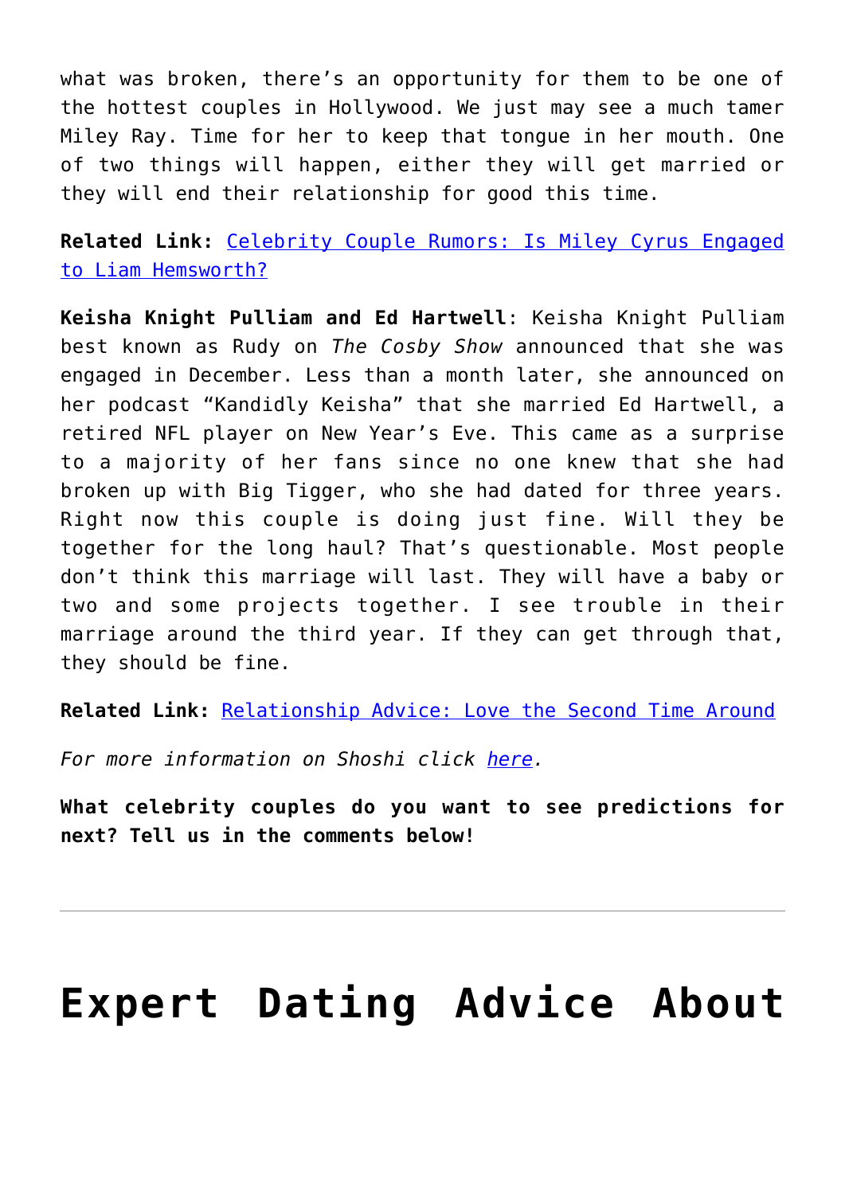what was broken, there's an opportunity for them to be one of the hottest couples in Hollywood. We just may see a much tamer Miley Ray. Time for her to keep that tongue in her mouth. One of two things will happen, either they will get married or they will end their relationship for good this time.

**Related Link:** Celebrity Couple Rumors: Is Miley Cyrus Engaged to Liam Hemsworth?

**Keisha Knight Pulliam and Ed Hartwell**: Keisha Knight Pulliam best known as Rudy on *The Cosby Show* announced that she was engaged in December. Less than a month later, she announced on her podcast "Kandidly Keisha" that she married Ed Hartwell, a retired NFL player on New Year's Eve. This came as a surprise to a majority of her fans since no one knew that she had broken up with Big Tigger, who she had dated for three years. Right now this couple is doing just fine. Will they be together for the long haul? That's questionable. Most people don't think this marriage will last. They will have a baby or two and some projects together. I see trouble in their marriage around the third year. If they can get through that, they should be fine.

**Related Link:** Relationship Advice: Love the Second Time Around

*For more information on Shoshi click here.*

**What celebrity couples do you want to see predictions for next? Tell us in the comments below!**

---

# Expert Dating Advice About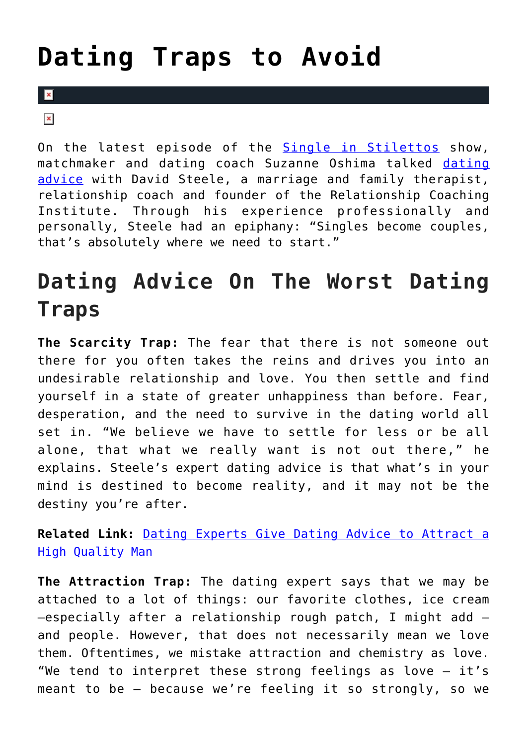# Dating Traps to Avoid

On the latest episode of the Single in Stilettos show, matchmaker and dating coach Suzanne Oshima talked dating advice with David Steele, a marriage and family therapist, relationship coach and founder of the Relationship Coaching Institute. Through his experience professionally and personally, Steele had an epiphany: "Singles become couples, that's absolutely where we need to start."

## Dating Advice On The Worst Dating Traps

**The Scarcity Trap:** The fear that there is not someone out there for you often takes the reins and drives you into an undesirable relationship and love. You then settle and find yourself in a state of greater unhappiness than before. Fear, desperation, and the need to survive in the dating world all set in. "We believe we have to settle for less or be all alone, that what we really want is not out there," he explains. Steele's expert dating advice is that what's in your mind is destined to become reality, and it may not be the destiny you're after.

**Related Link:** Dating Experts Give Dating Advice to Attract a High Quality Man

**The Attraction Trap:** The dating expert says that we may be attached to a lot of things: our favorite clothes, ice cream —especially after a relationship rough patch, I might add — and people. However, that does not necessarily mean we love them. Oftentimes, we mistake attraction and chemistry as love. "We tend to interpret these strong feelings as love — it's meant to be — because we're feeling it so strongly, so we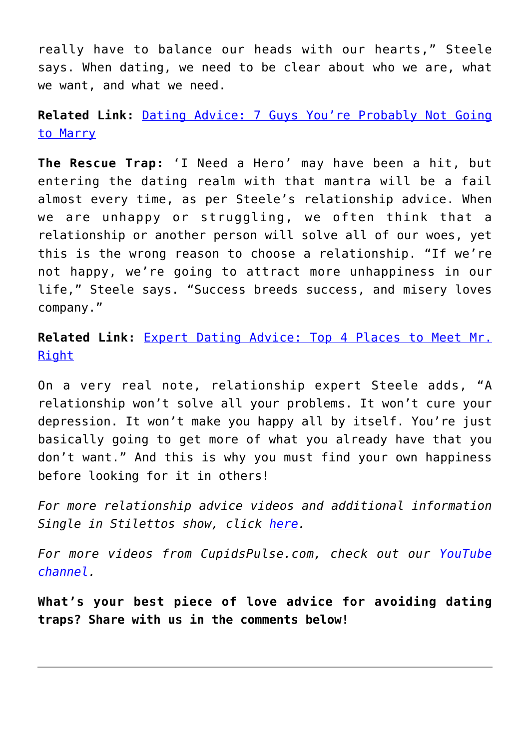really have to balance our heads with our hearts," Steele says. When dating, we need to be clear about who we are, what we want, and what we need.

**Related Link:** Dating Advice: 7 Guys You're Probably Not Going to Marry

**The Rescue Trap:** 'I Need a Hero' may have been a hit, but entering the dating realm with that mantra will be a fail almost every time, as per Steele's relationship advice. When we are unhappy or struggling, we often think that a relationship or another person will solve all of our woes, yet this is the wrong reason to choose a relationship. "If we're not happy, we're going to attract more unhappiness in our life," Steele says. "Success breeds success, and misery loves company."

**Related Link:** Expert Dating Advice: Top 4 Places to Meet Mr. Right

On a very real note, relationship expert Steele adds, "A relationship won't solve all your problems. It won't cure your depression. It won't make you happy all by itself. You're just basically going to get more of what you already have that you don't want." And this is why you must find your own happiness before looking for it in others!

*For more relationship advice videos and additional information Single in Stilettos show, click here.*

*For more videos from CupidsPulse.com, check out our YouTube channel.*

**What's your best piece of love advice for avoiding dating traps? Share with us in the comments below!**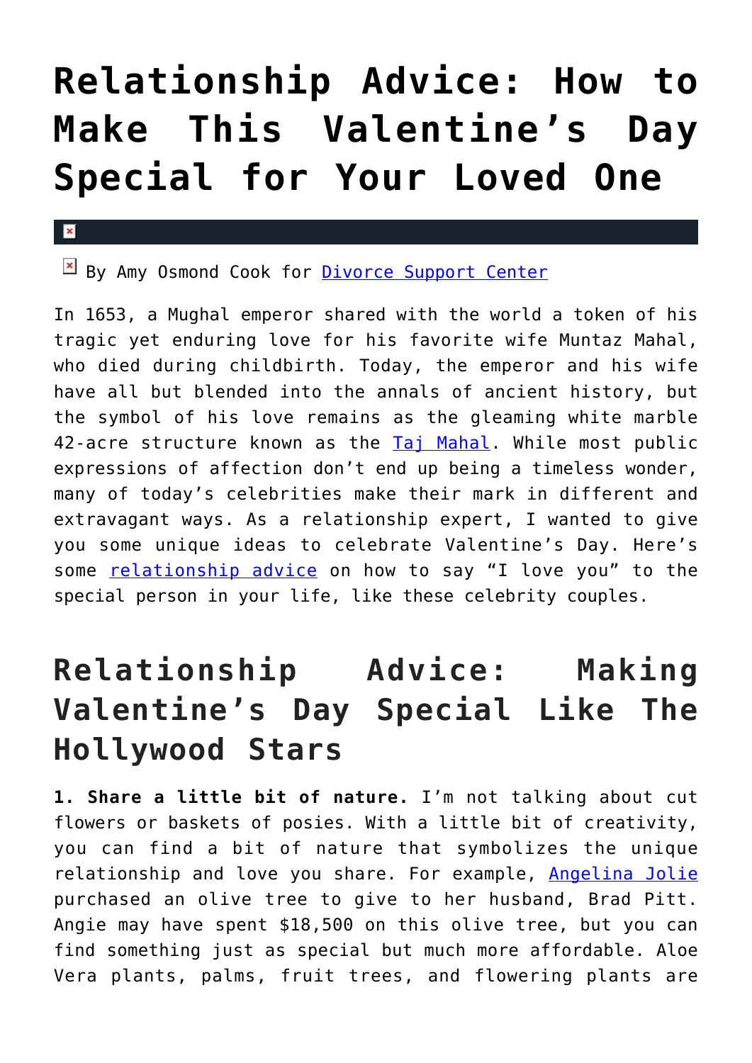# Relationship Advice: How to Make This Valentine’s Day Special for Your Loved One

By Amy Osmond Cook for Divorce Support Center

In 1653, a Mughal emperor shared with the world a token of his tragic yet enduring love for his favorite wife Muntaz Mahal, who died during childbirth. Today, the emperor and his wife have all but blended into the annals of ancient history, but the symbol of his love remains as the gleaming white marble 42-acre structure known as the Taj Mahal. While most public expressions of affection don’t end up being a timeless wonder, many of today’s celebrities make their mark in different and extravagant ways. As a relationship expert, I wanted to give you some unique ideas to celebrate Valentine’s Day. Here’s some relationship advice on how to say “I love you” to the special person in your life, like these celebrity couples.

## Relationship Advice: Making Valentine’s Day Special Like The Hollywood Stars

**1. Share a little bit of nature.** I’m not talking about cut flowers or baskets of posies. With a little bit of creativity, you can find a bit of nature that symbolizes the unique relationship and love you share. For example, Angelina Jolie purchased an olive tree to give to her husband, Brad Pitt. Angie may have spent $18,500 on this olive tree, but you can find something just as special but much more affordable. Aloe Vera plants, palms, fruit trees, and flowering plants are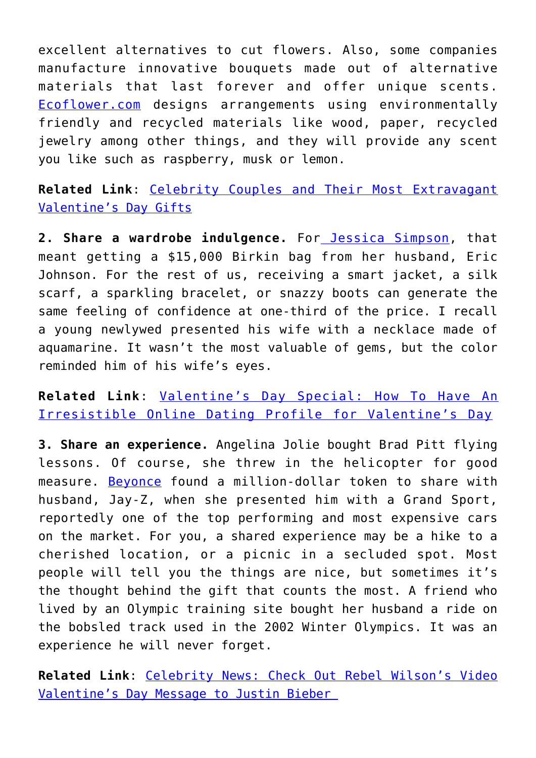excellent alternatives to cut flowers. Also, some companies manufacture innovative bouquets made out of alternative materials that last forever and offer unique scents. Ecoflower.com designs arrangements using environmentally friendly and recycled materials like wood, paper, recycled jewelry among other things, and they will provide any scent you like such as raspberry, musk or lemon.

**Related Link**: Celebrity Couples and Their Most Extravagant Valentine's Day Gifts

**2. Share a wardrobe indulgence.** For Jessica Simpson, that meant getting a $15,000 Birkin bag from her husband, Eric Johnson. For the rest of us, receiving a smart jacket, a silk scarf, a sparkling bracelet, or snazzy boots can generate the same feeling of confidence at one-third of the price. I recall a young newlywed presented his wife with a necklace made of aquamarine. It wasn't the most valuable of gems, but the color reminded him of his wife's eyes.

**Related Link**: Valentine's Day Special: How To Have An Irresistible Online Dating Profile for Valentine's Day

**3. Share an experience.** Angelina Jolie bought Brad Pitt flying lessons. Of course, she threw in the helicopter for good measure. Beyonce found a million-dollar token to share with husband, Jay-Z, when she presented him with a Grand Sport, reportedly one of the top performing and most expensive cars on the market. For you, a shared experience may be a hike to a cherished location, or a picnic in a secluded spot. Most people will tell you the things are nice, but sometimes it's the thought behind the gift that counts the most. A friend who lived by an Olympic training site bought her husband a ride on the bobsled track used in the 2002 Winter Olympics. It was an experience he will never forget.

**Related Link**: Celebrity News: Check Out Rebel Wilson's Video Valentine's Day Message to Justin Bieber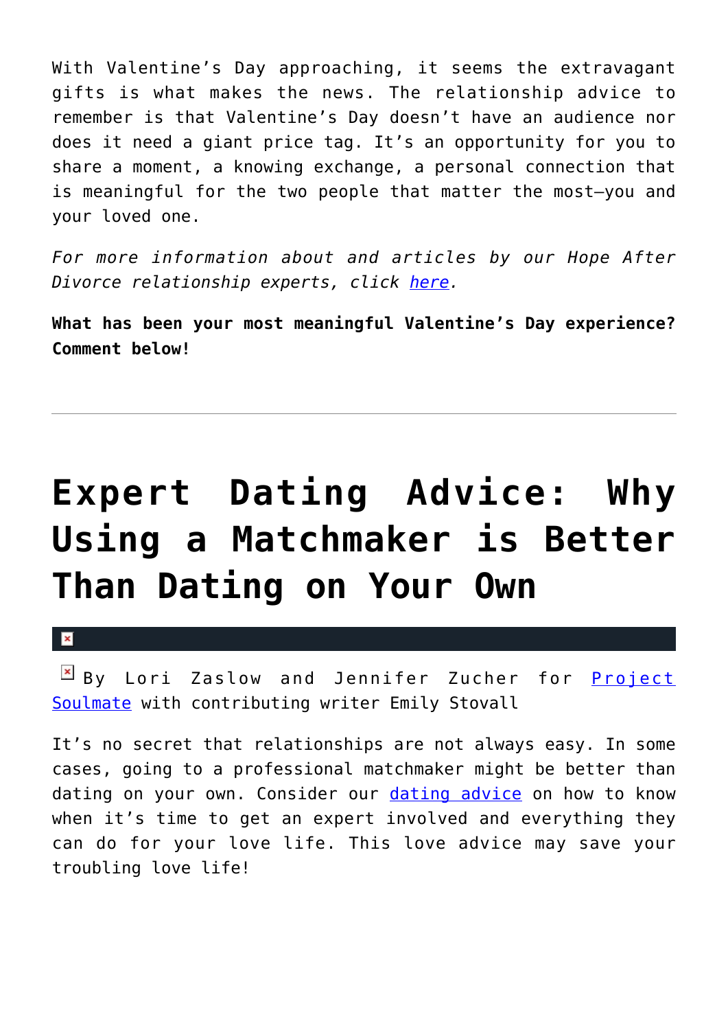With Valentine's Day approaching, it seems the extravagant gifts is what makes the news. The relationship advice to remember is that Valentine's Day doesn't have an audience nor does it need a giant price tag. It's an opportunity for you to share a moment, a knowing exchange, a personal connection that is meaningful for the two people that matter the most—you and your loved one.

*For more information about and articles by our Hope After Divorce relationship experts, click here.*

**What has been your most meaningful Valentine's Day experience? Comment below!**

---

# Expert Dating Advice: Why Using a Matchmaker is Better Than Dating on Your Own

By Lori Zaslow and Jennifer Zucher for Project Soulmate with contributing writer Emily Stovall

It's no secret that relationships are not always easy. In some cases, going to a professional matchmaker might be better than dating on your own. Consider our dating advice on how to know when it's time to get an expert involved and everything they can do for your love life. This love advice may save your troubling love life!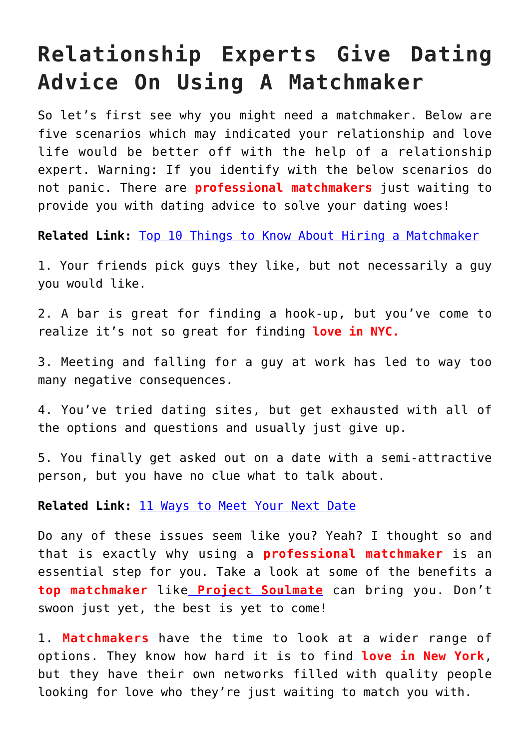# Relationship Experts Give Dating Advice On Using A Matchmaker

So let's first see why you might need a matchmaker. Below are five scenarios which may indicated your relationship and love life would be better off with the help of a relationship expert. Warning: If you identify with the below scenarios do not panic. There are **professional matchmakers** just waiting to provide you with dating advice to solve your dating woes!

**Related Link:** Top 10 Things to Know About Hiring a Matchmaker

1. Your friends pick guys they like, but not necessarily a guy you would like.

2. A bar is great for finding a hook-up, but you've come to realize it's not so great for finding **love in NYC.**

3. Meeting and falling for a guy at work has led to way too many negative consequences.

4. You've tried dating sites, but get exhausted with all of the options and questions and usually just give up.

5. You finally get asked out on a date with a semi-attractive person, but you have no clue what to talk about.

**Related Link:** 11 Ways to Meet Your Next Date

Do any of these issues seem like you? Yeah? I thought so and that is exactly why using a **professional matchmaker** is an essential step for you. Take a look at some of the benefits a **top matchmaker** like **Project Soulmate** can bring you. Don't swoon just yet, the best is yet to come!

1. **Matchmakers** have the time to look at a wider range of options. They know how hard it is to find **love in New York**, but they have their own networks filled with quality people looking for love who they're just waiting to match you with.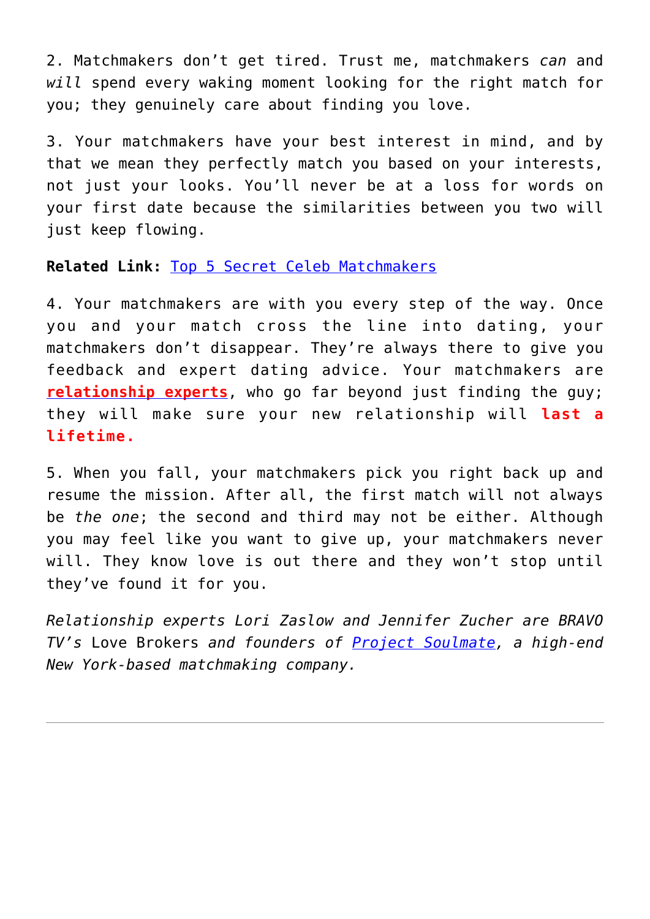2. Matchmakers don't get tired. Trust me, matchmakers *can* and *will* spend every waking moment looking for the right match for you; they genuinely care about finding you love.

3. Your matchmakers have your best interest in mind, and by that we mean they perfectly match you based on your interests, not just your looks. You'll never be at a loss for words on your first date because the similarities between you two will just keep flowing.

**Related Link:** Top 5 Secret Celeb Matchmakers

4. Your matchmakers are with you every step of the way. Once you and your match cross the line into dating, your matchmakers don't disappear. They're always there to give you feedback and expert dating advice. Your matchmakers are **relationship experts**, who go far beyond just finding the guy; they will make sure your new relationship will **last a lifetime.**

5. When you fall, your matchmakers pick you right back up and resume the mission. After all, the first match will not always be *the one*; the second and third may not be either. Although you may feel like you want to give up, your matchmakers never will. They know love is out there and they won't stop until they've found it for you.

*Relationship experts Lori Zaslow and Jennifer Zucher are BRAVO TV's* Love Brokers *and founders of Project Soulmate, a high-end New York-based matchmaking company.*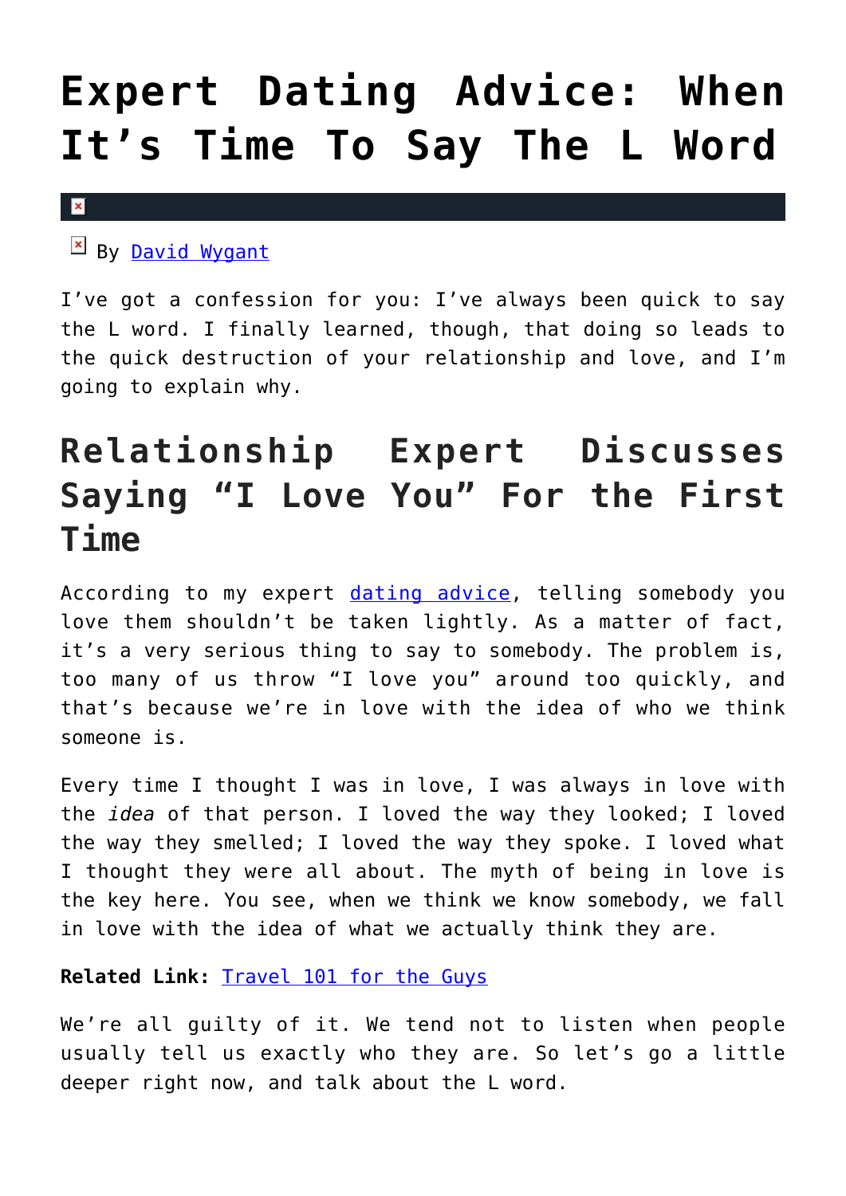# Expert Dating Advice: When It's Time To Say The L Word

By David Wygant

I've got a confession for you: I've always been quick to say the L word. I finally learned, though, that doing so leads to the quick destruction of your relationship and love, and I'm going to explain why.

## Relationship Expert Discusses Saying "I Love You" For the First Time

According to my expert dating advice, telling somebody you love them shouldn't be taken lightly. As a matter of fact, it's a very serious thing to say to somebody. The problem is, too many of us throw "I love you" around too quickly, and that's because we're in love with the idea of who we think someone is.

Every time I thought I was in love, I was always in love with the *idea* of that person. I loved the way they looked; I loved the way they smelled; I loved the way they spoke. I loved what I thought they were all about. The myth of being in love is the key here. You see, when we think we know somebody, we fall in love with the idea of what we actually think they are.

**Related Link:** Travel 101 for the Guys

We're all guilty of it. We tend not to listen when people usually tell us exactly who they are. So let's go a little deeper right now, and talk about the L word.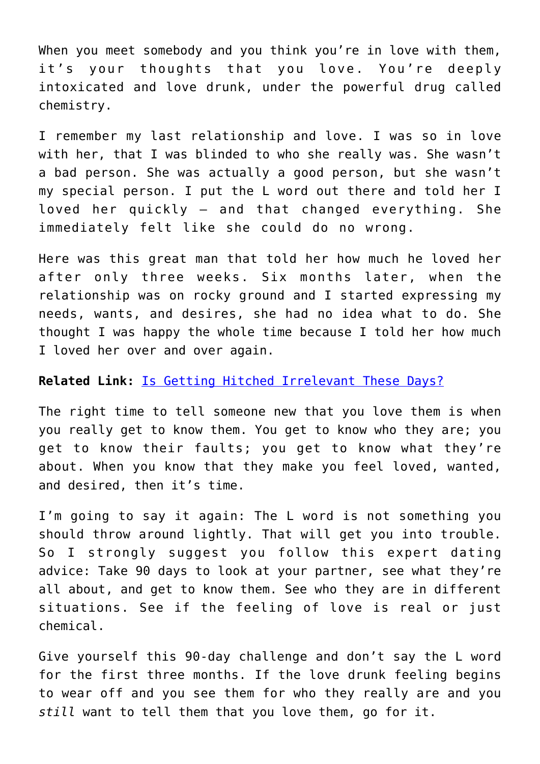When you meet somebody and you think you're in love with them, it's your thoughts that you love. You're deeply intoxicated and love drunk, under the powerful drug called chemistry.

I remember my last relationship and love. I was so in love with her, that I was blinded to who she really was. She wasn't a bad person. She was actually a good person, but she wasn't my special person. I put the L word out there and told her I loved her quickly — and that changed everything. She immediately felt like she could do no wrong.

Here was this great man that told her how much he loved her after only three weeks. Six months later, when the relationship was on rocky ground and I started expressing my needs, wants, and desires, she had no idea what to do. She thought I was happy the whole time because I told her how much I loved her over and over again.

**Related Link:** [Is Getting Hitched Irrelevant These Days?]

The right time to tell someone new that you love them is when you really get to know them. You get to know who they are; you get to know their faults; you get to know what they're about. When you know that they make you feel loved, wanted, and desired, then it's time.

I'm going to say it again: The L word is not something you should throw around lightly. That will get you into trouble. So I strongly suggest you follow this expert dating advice: Take 90 days to look at your partner, see what they're all about, and get to know them. See who they are in different situations. See if the feeling of love is real or just chemical.

Give yourself this 90-day challenge and don't say the L word for the first three months. If the love drunk feeling begins to wear off and you see them for who they really are and you *still* want to tell them that you love them, go for it.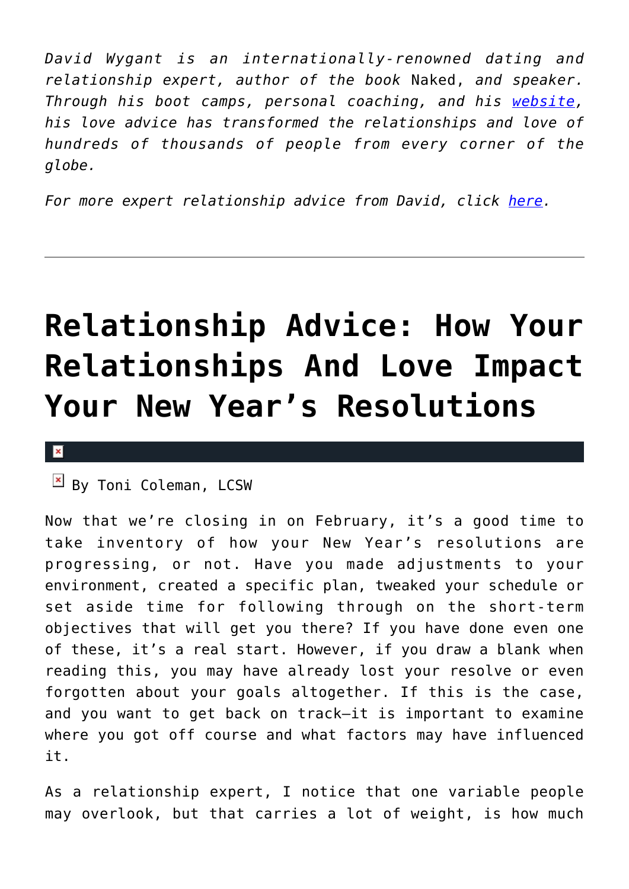*David Wygant is an internationally-renowned dating and relationship expert, author of the book* Naked, *and speaker. Through his boot camps, personal coaching, and his [website](), his love advice has transformed the relationships and love of hundreds of thousands of people from every corner of the globe.*

*For more expert relationship advice from David, click [here]().*

---

# Relationship Advice: How Your Relationships And Love Impact Your New Year's Resolutions

By Toni Coleman, LCSW

Now that we're closing in on February, it's a good time to take inventory of how your New Year's resolutions are progressing, or not. Have you made adjustments to your environment, created a specific plan, tweaked your schedule or set aside time for following through on the short-term objectives that will get you there? If you have done even one of these, it's a real start. However, if you draw a blank when reading this, you may have already lost your resolve or even forgotten about your goals altogether. If this is the case, and you want to get back on track—it is important to examine where you got off course and what factors may have influenced it.

As a relationship expert, I notice that one variable people may overlook, but that carries a lot of weight, is how much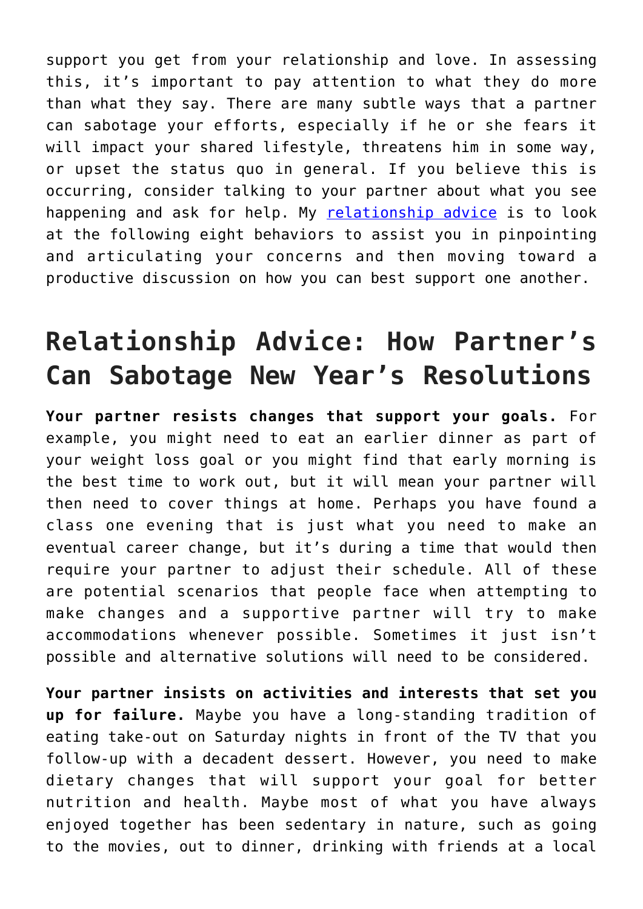support you get from your relationship and love. In assessing this, it's important to pay attention to what they do more than what they say. There are many subtle ways that a partner can sabotage your efforts, especially if he or she fears it will impact your shared lifestyle, threatens him in some way, or upset the status quo in general. If you believe this is occurring, consider talking to your partner about what you see happening and ask for help. My [relationship advice] is to look at the following eight behaviors to assist you in pinpointing and articulating your concerns and then moving toward a productive discussion on how you can best support one another.

## Relationship Advice: How Partner's Can Sabotage New Year's Resolutions

**Your partner resists changes that support your goals.** For example, you might need to eat an earlier dinner as part of your weight loss goal or you might find that early morning is the best time to work out, but it will mean your partner will then need to cover things at home. Perhaps you have found a class one evening that is just what you need to make an eventual career change, but it's during a time that would then require your partner to adjust their schedule. All of these are potential scenarios that people face when attempting to make changes and a supportive partner will try to make accommodations whenever possible. Sometimes it just isn't possible and alternative solutions will need to be considered.

**Your partner insists on activities and interests that set you up for failure.** Maybe you have a long-standing tradition of eating take-out on Saturday nights in front of the TV that you follow-up with a decadent dessert. However, you need to make dietary changes that will support your goal for better nutrition and health. Maybe most of what you have always enjoyed together has been sedentary in nature, such as going to the movies, out to dinner, drinking with friends at a local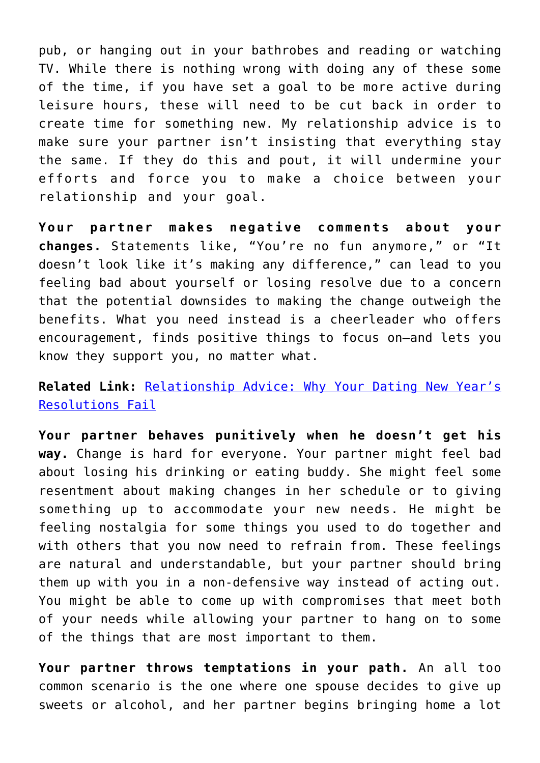pub, or hanging out in your bathrobes and reading or watching TV. While there is nothing wrong with doing any of these some of the time, if you have set a goal to be more active during leisure hours, these will need to be cut back in order to create time for something new. My relationship advice is to make sure your partner isn't insisting that everything stay the same. If they do this and pout, it will undermine your efforts and force you to make a choice between your relationship and your goal.

**Your partner makes negative comments about your changes.** Statements like, "You're no fun anymore," or "It doesn't look like it's making any difference," can lead to you feeling bad about yourself or losing resolve due to a concern that the potential downsides to making the change outweigh the benefits. What you need instead is a cheerleader who offers encouragement, finds positive things to focus on—and lets you know they support you, no matter what.

**Related Link:** [Relationship Advice: Why Your Dating New Year's Resolutions Fail]

**Your partner behaves punitively when he doesn't get his way.** Change is hard for everyone. Your partner might feel bad about losing his drinking or eating buddy. She might feel some resentment about making changes in her schedule or to giving something up to accommodate your new needs. He might be feeling nostalgia for some things you used to do together and with others that you now need to refrain from. These feelings are natural and understandable, but your partner should bring them up with you in a non-defensive way instead of acting out. You might be able to come up with compromises that meet both of your needs while allowing your partner to hang on to some of the things that are most important to them.

**Your partner throws temptations in your path.** An all too common scenario is the one where one spouse decides to give up sweets or alcohol, and her partner begins bringing home a lot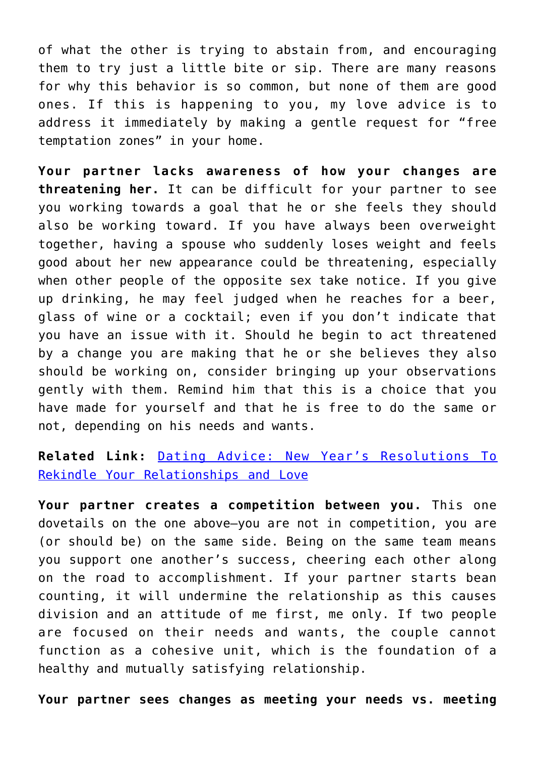of what the other is trying to abstain from, and encouraging them to try just a little bite or sip. There are many reasons for why this behavior is so common, but none of them are good ones. If this is happening to you, my love advice is to address it immediately by making a gentle request for "free temptation zones" in your home.

**Your partner lacks awareness of how your changes are threatening her.** It can be difficult for your partner to see you working towards a goal that he or she feels they should also be working toward. If you have always been overweight together, having a spouse who suddenly loses weight and feels good about her new appearance could be threatening, especially when other people of the opposite sex take notice. If you give up drinking, he may feel judged when he reaches for a beer, glass of wine or a cocktail; even if you don't indicate that you have an issue with it. Should he begin to act threatened by a change you are making that he or she believes they also should be working on, consider bringing up your observations gently with them. Remind him that this is a choice that you have made for yourself and that he is free to do the same or not, depending on his needs and wants.

**Related Link:** [Dating Advice: New Year's Resolutions To Rekindle Your Relationships and Love]()

**Your partner creates a competition between you.** This one dovetails on the one above—you are not in competition, you are (or should be) on the same side. Being on the same team means you support one another's success, cheering each other along on the road to accomplishment. If your partner starts bean counting, it will undermine the relationship as this causes division and an attitude of me first, me only. If two people are focused on their needs and wants, the couple cannot function as a cohesive unit, which is the foundation of a healthy and mutually satisfying relationship.

**Your partner sees changes as meeting your needs vs. meeting**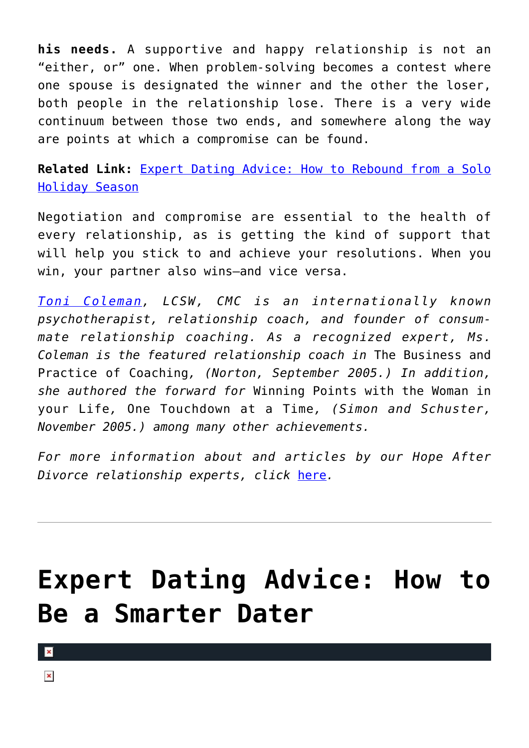**his needs.** A supportive and happy relationship is not an "either, or" one. When problem-solving becomes a contest where one spouse is designated the winner and the other the loser, both people in the relationship lose. There is a very wide continuum between those two ends, and somewhere along the way are points at which a compromise can be found.

**Related Link:** Expert Dating Advice: How to Rebound from a Solo Holiday Season

Negotiation and compromise are essential to the health of every relationship, as is getting the kind of support that will help you stick to and achieve your resolutions. When you win, your partner also wins—and vice versa.

*Toni Coleman, LCSW, CMC is an internationally known psychotherapist, relationship coach, and founder of consummate relationship coaching. As a recognized expert, Ms. Coleman is the featured relationship coach in* The Business and Practice of Coaching, *(Norton, September 2005.) In addition, she authored the forward for* Winning Points with the Woman in your Life, One Touchdown at a Time, *(Simon and Schuster, November 2005.) among many other achievements.*

*For more information about and articles by our Hope After Divorce relationship experts, click here.*

---

# Expert Dating Advice: How to Be a Smarter Dater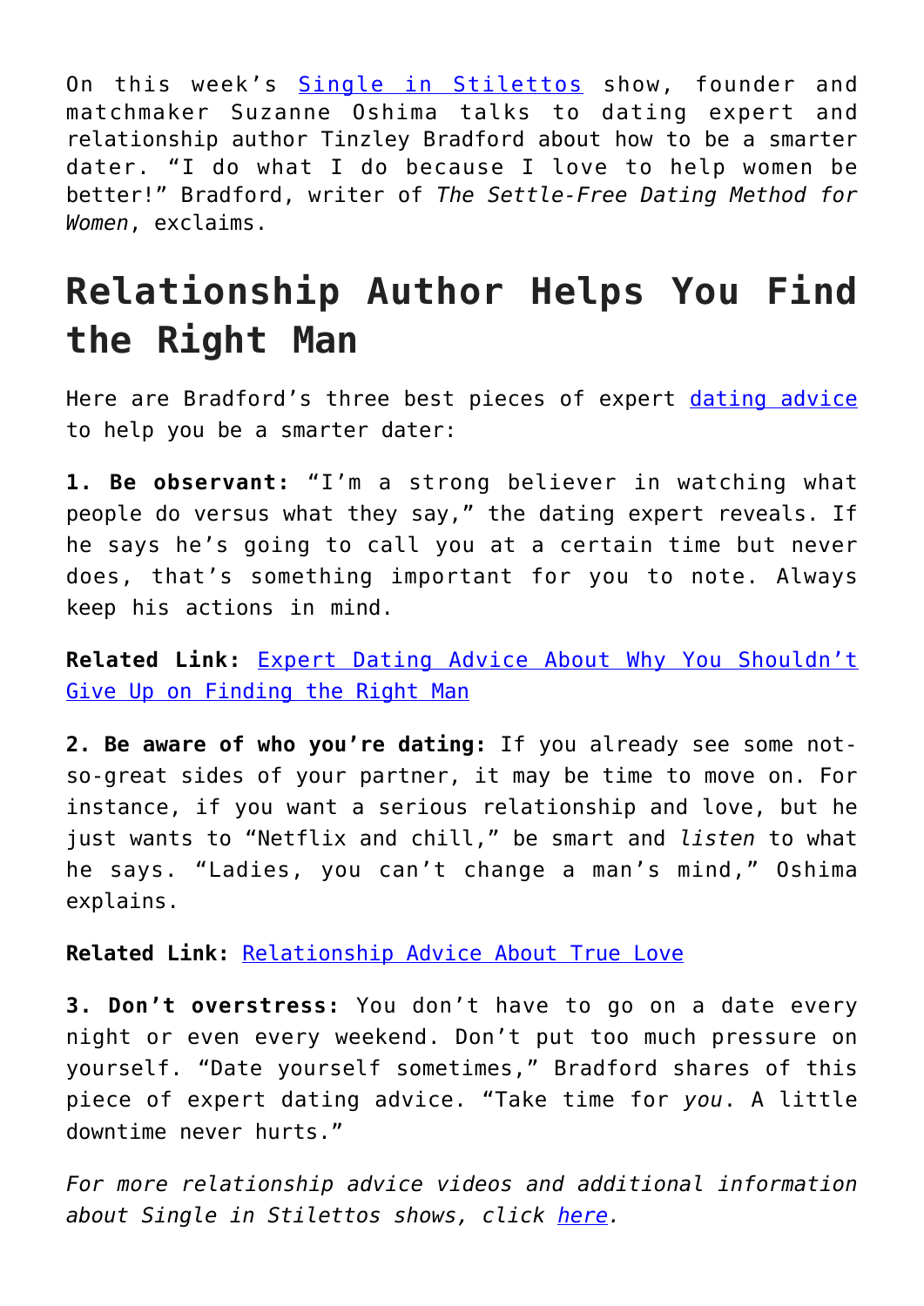On this week's [Single in Stilettos](#) show, founder and matchmaker Suzanne Oshima talks to dating expert and relationship author Tinzley Bradford about how to be a smarter dater. "I do what I do because I love to help women be better!" Bradford, writer of *The Settle-Free Dating Method for Women*, exclaims.

## Relationship Author Helps You Find the Right Man

Here are Bradford's three best pieces of expert [dating advice](#) to help you be a smarter dater:

**1. Be observant:** "I'm a strong believer in watching what people do versus what they say," the dating expert reveals. If he says he's going to call you at a certain time but never does, that's something important for you to note. Always keep his actions in mind.

**Related Link:** [Expert Dating Advice About Why You Shouldn't Give Up on Finding the Right Man](#)

**2. Be aware of who you're dating:** If you already see some not-so-great sides of your partner, it may be time to move on. For instance, if you want a serious relationship and love, but he just wants to "Netflix and chill," be smart and *listen* to what he says. "Ladies, you can't change a man's mind," Oshima explains.

**Related Link:** [Relationship Advice About True Love](#)

**3. Don't overstress:** You don't have to go on a date every night or even every weekend. Don't put too much pressure on yourself. "Date yourself sometimes," Bradford shares of this piece of expert dating advice. "Take time for *you*. A little downtime never hurts."

*For more relationship advice videos and additional information about Single in Stilettos shows, click [here](#).*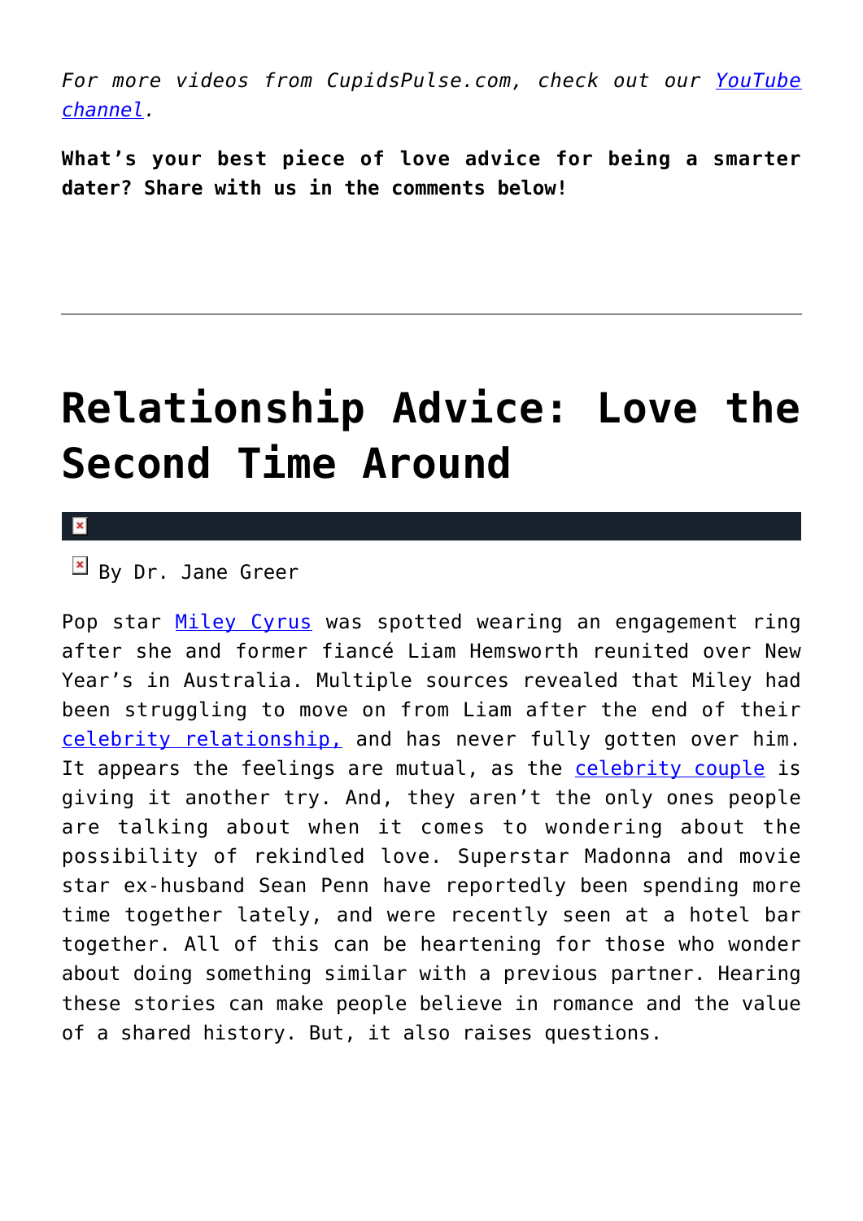*For more videos from CupidsPulse.com, check out our [YouTube channel](#).*

**What's your best piece of love advice for being a smarter dater? Share with us in the comments below!**

---

# Relationship Advice: Love the Second Time Around

By Dr. Jane Greer

Pop star [Miley Cyrus](#) was spotted wearing an engagement ring after she and former fiancé Liam Hemsworth reunited over New Year's in Australia. Multiple sources revealed that Miley had been struggling to move on from Liam after the end of their [celebrity relationship,](#) and has never fully gotten over him. It appears the feelings are mutual, as the [celebrity couple](#) is giving it another try. And, they aren't the only ones people are talking about when it comes to wondering about the possibility of rekindled love. Superstar Madonna and movie star ex-husband Sean Penn have reportedly been spending more time together lately, and were recently seen at a hotel bar together. All of this can be heartening for those who wonder about doing something similar with a previous partner. Hearing these stories can make people believe in romance and the value of a shared history. But, it also raises questions.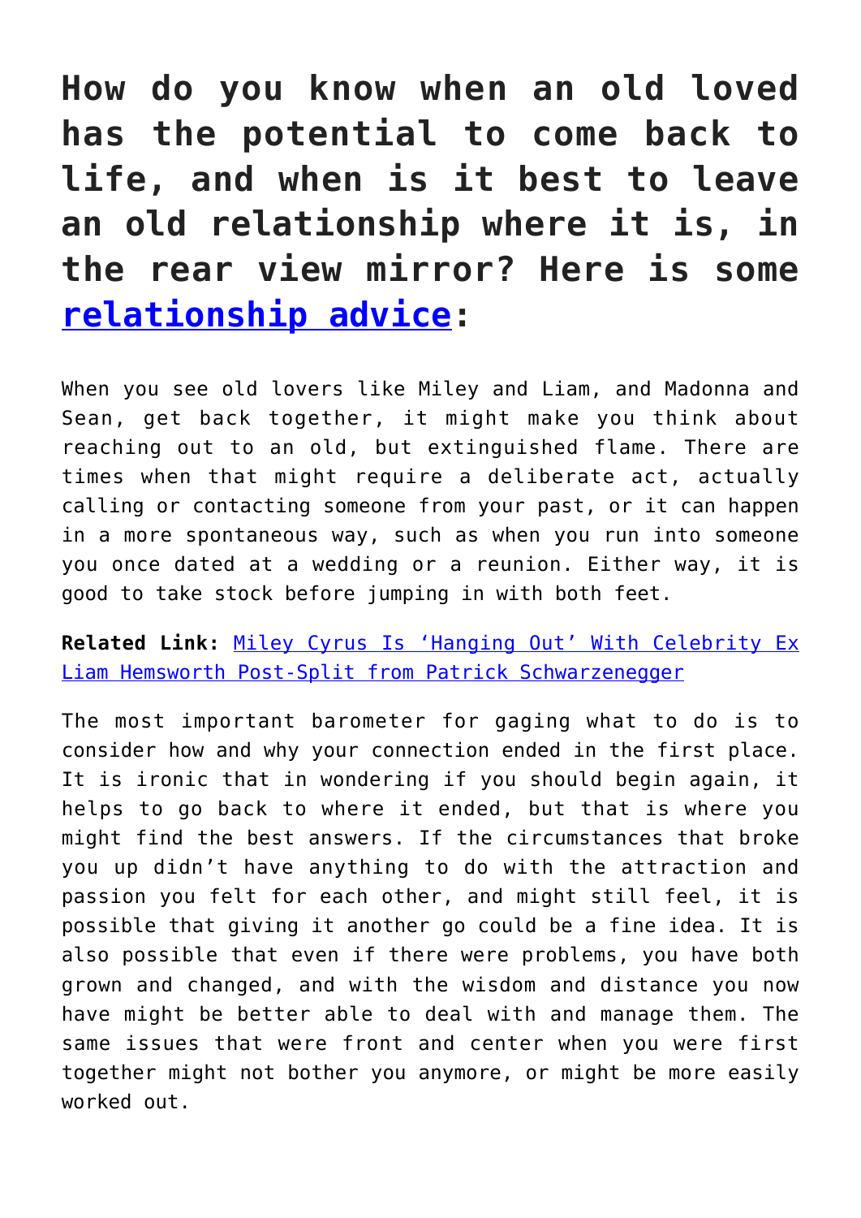**How do you know when an old loved has the potential to come back to life, and when is it best to leave an old relationship where it is, in the rear view mirror? Here is some relationship advice:**

When you see old lovers like Miley and Liam, and Madonna and Sean, get back together, it might make you think about reaching out to an old, but extinguished flame. There are times when that might require a deliberate act, actually calling or contacting someone from your past, or it can happen in a more spontaneous way, such as when you run into someone you once dated at a wedding or a reunion. Either way, it is good to take stock before jumping in with both feet.

**Related Link:** Miley Cyrus Is 'Hanging Out' With Celebrity Ex Liam Hemsworth Post-Split from Patrick Schwarzenegger

The most important barometer for gaging what to do is to consider how and why your connection ended in the first place. It is ironic that in wondering if you should begin again, it helps to go back to where it ended, but that is where you might find the best answers. If the circumstances that broke you up didn't have anything to do with the attraction and passion you felt for each other, and might still feel, it is possible that giving it another go could be a fine idea. It is also possible that even if there were problems, you have both grown and changed, and with the wisdom and distance you now have might be better able to deal with and manage them. The same issues that were front and center when you were first together might not bother you anymore, or might be more easily worked out.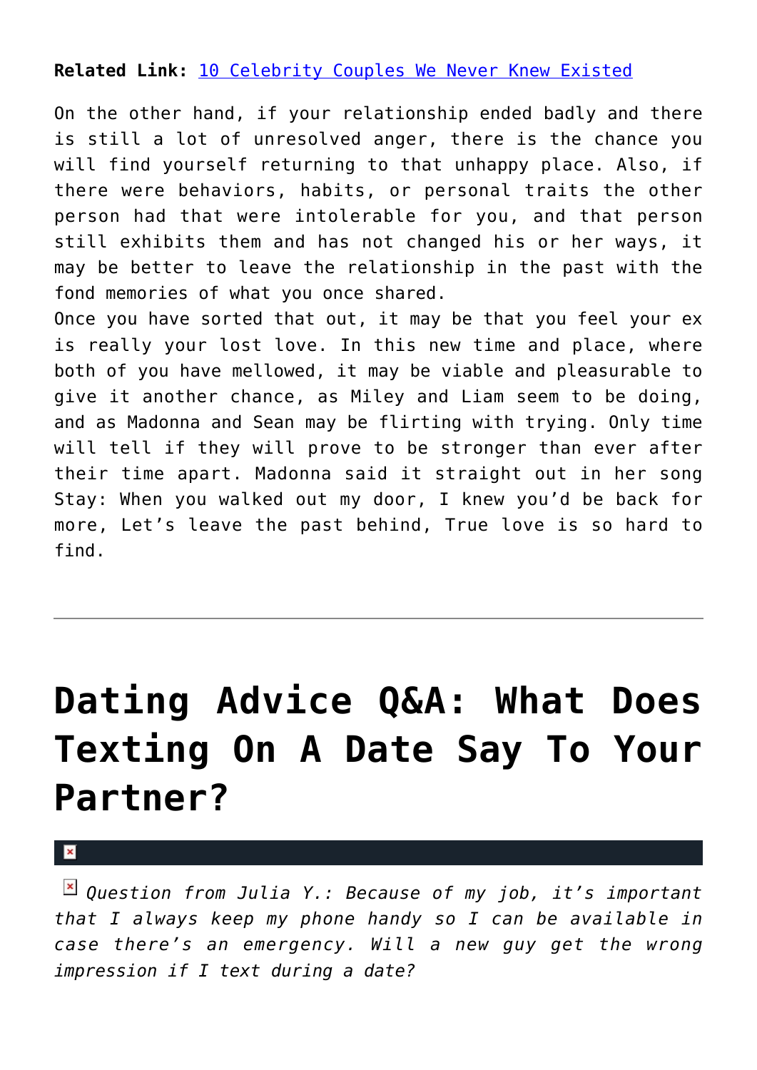**Related Link:** [10 Celebrity Couples We Never Knew Existed]

On the other hand, if your relationship ended badly and there is still a lot of unresolved anger, there is the chance you will find yourself returning to that unhappy place. Also, if there were behaviors, habits, or personal traits the other person had that were intolerable for you, and that person still exhibits them and has not changed his or her ways, it may be better to leave the relationship in the past with the fond memories of what you once shared.

Once you have sorted that out, it may be that you feel your ex is really your lost love. In this new time and place, where both of you have mellowed, it may be viable and pleasurable to give it another chance, as Miley and Liam seem to be doing, and as Madonna and Sean may be flirting with trying. Only time will tell if they will prove to be stronger than ever after their time apart. Madonna said it straight out in her song Stay: When you walked out my door, I knew you'd be back for more, Let's leave the past behind, True love is so hard to find.

---

# Dating Advice Q&A: What Does Texting On A Date Say To Your Partner?

*Question from Julia Y.: Because of my job, it's important that I always keep my phone handy so I can be available in case there's an emergency. Will a new guy get the wrong impression if I text during a date?*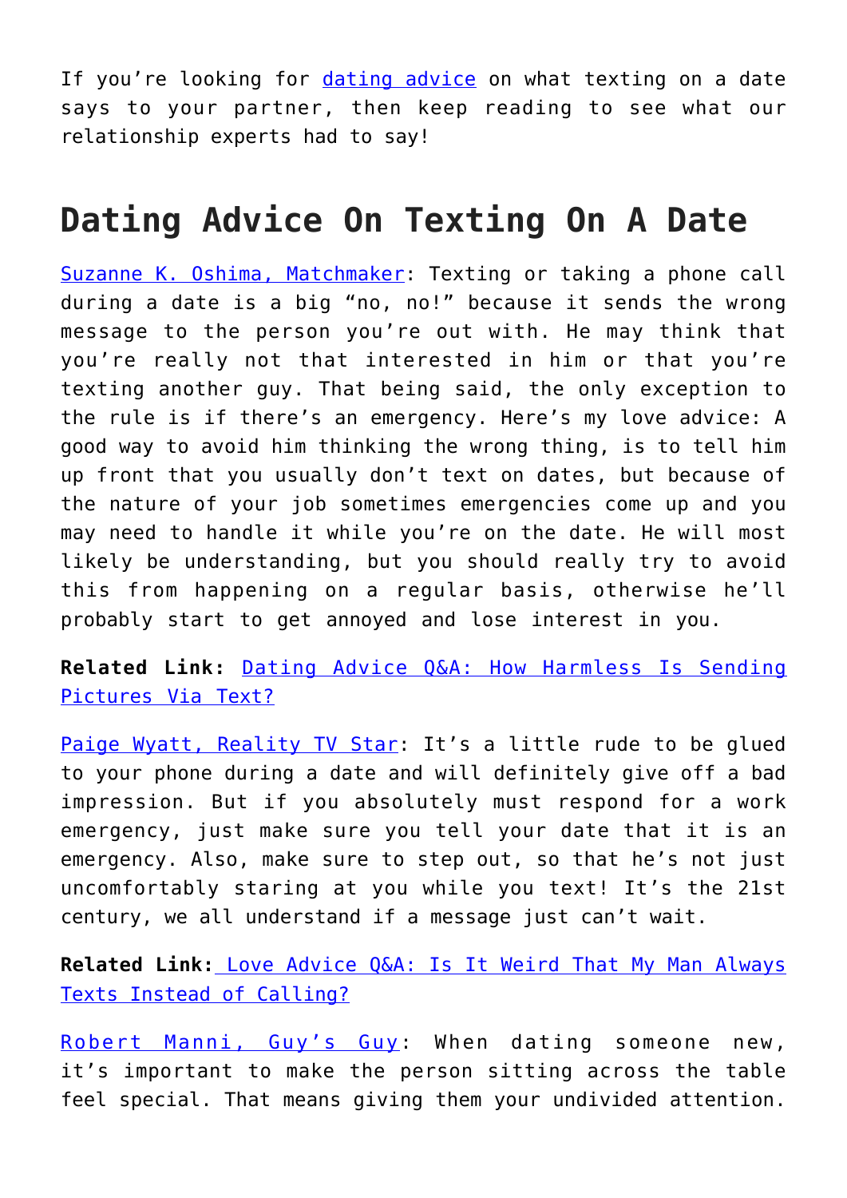If you're looking for [dating advice](#) on what texting on a date says to your partner, then keep reading to see what our relationship experts had to say!

## Dating Advice On Texting On A Date

[Suzanne K. Oshima, Matchmaker](#): Texting or taking a phone call during a date is a big "no, no!" because it sends the wrong message to the person you're out with. He may think that you're really not that interested in him or that you're texting another guy. That being said, the only exception to the rule is if there's an emergency. Here's my love advice: A good way to avoid him thinking the wrong thing, is to tell him up front that you usually don't text on dates, but because of the nature of your job sometimes emergencies come up and you may need to handle it while you're on the date. He will most likely be understanding, but you should really try to avoid this from happening on a regular basis, otherwise he'll probably start to get annoyed and lose interest in you.

**Related Link:** [Dating Advice Q&A: How Harmless Is Sending Pictures Via Text?](#)

[Paige Wyatt, Reality TV Star](#): It's a little rude to be glued to your phone during a date and will definitely give off a bad impression. But if you absolutely must respond for a work emergency, just make sure you tell your date that it is an emergency. Also, make sure to step out, so that he's not just uncomfortably staring at you while you text! It's the 21st century, we all understand if a message just can't wait.

**Related Link:** [Love Advice Q&A: Is It Weird That My Man Always Texts Instead of Calling?](#)

[Robert Manni, Guy's Guy](#): When dating someone new, it's important to make the person sitting across the table feel special. That means giving them your undivided attention.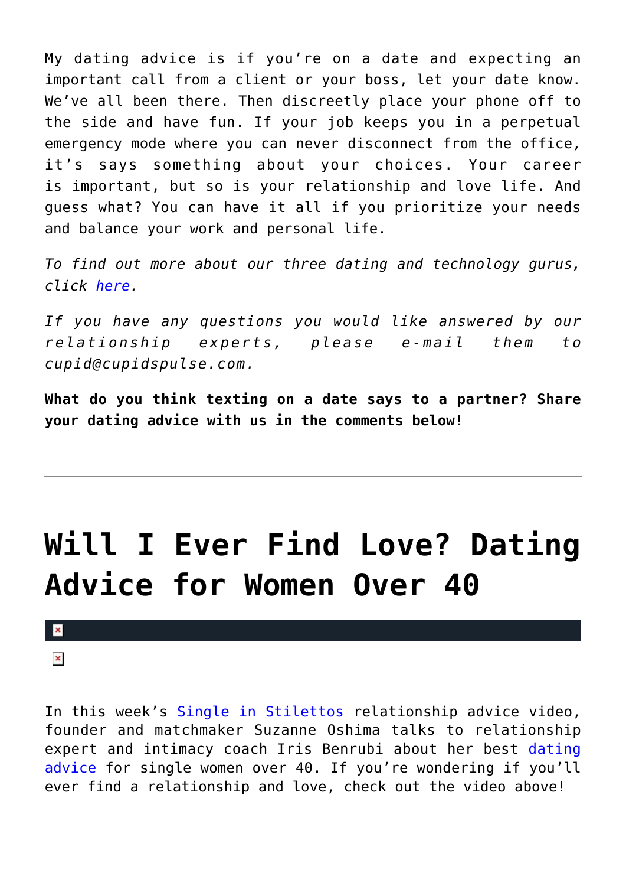My dating advice is if you're on a date and expecting an important call from a client or your boss, let your date know. We've all been there. Then discreetly place your phone off to the side and have fun. If your job keeps you in a perpetual emergency mode where you can never disconnect from the office, it's says something about your choices. Your career is important, but so is your relationship and love life. And guess what? You can have it all if you prioritize your needs and balance your work and personal life.

*To find out more about our three dating and technology gurus, click here.*

*If you have any questions you would like answered by our relationship experts, please e-mail them to cupid@cupidspulse.com.*

**What do you think texting on a date says to a partner? Share your dating advice with us in the comments below!**

---

# Will I Ever Find Love? Dating Advice for Women Over 40

In this week's Single in Stilettos relationship advice video, founder and matchmaker Suzanne Oshima talks to relationship expert and intimacy coach Iris Benrubi about her best dating advice for single women over 40. If you're wondering if you'll ever find a relationship and love, check out the video above!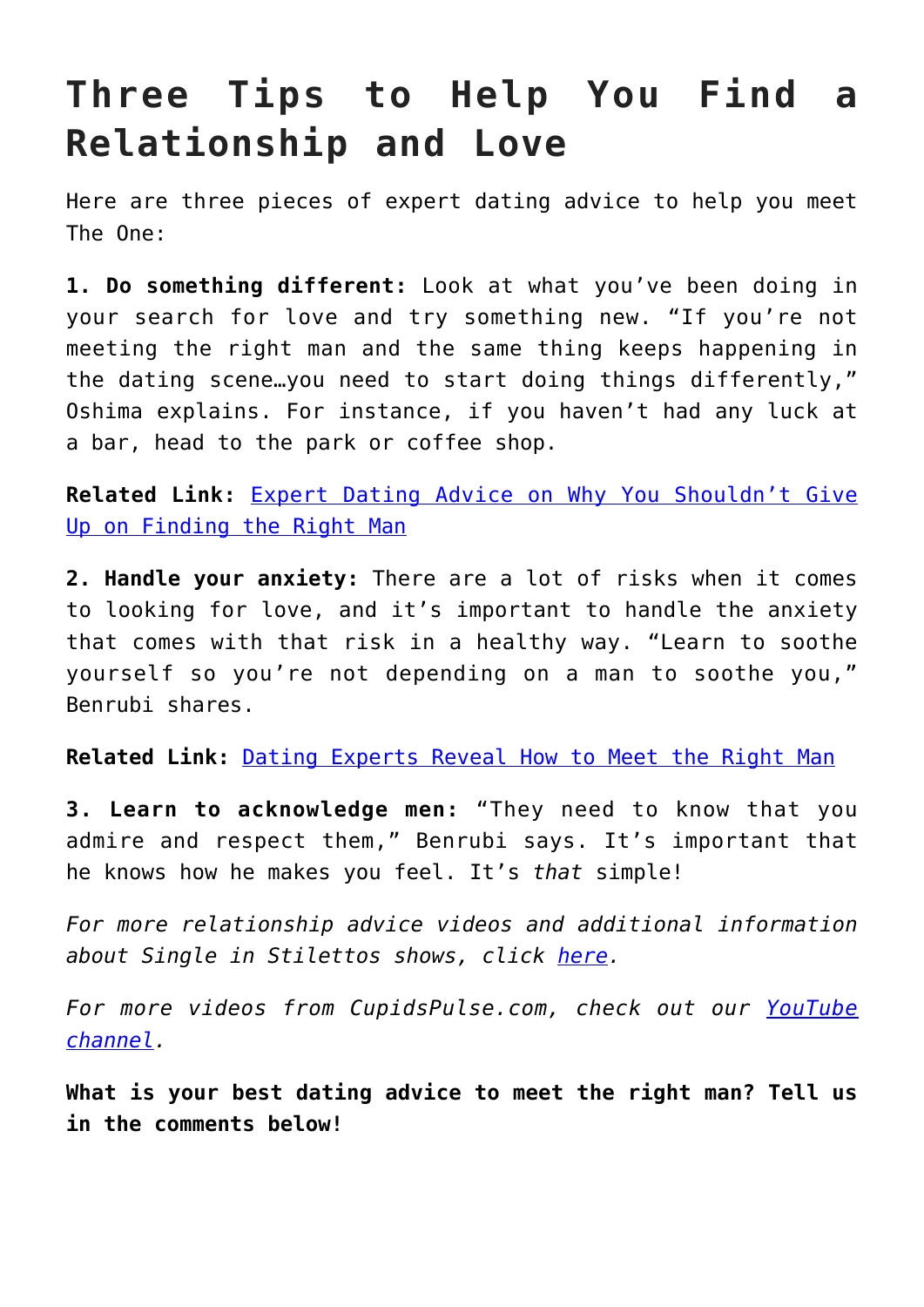# Three Tips to Help You Find a Relationship and Love

Here are three pieces of expert dating advice to help you meet The One:

**1. Do something different:** Look at what you've been doing in your search for love and try something new. "If you're not meeting the right man and the same thing keeps happening in the dating scene…you need to start doing things differently," Oshima explains. For instance, if you haven't had any luck at a bar, head to the park or coffee shop.

**Related Link:** [Expert Dating Advice on Why You Shouldn't Give Up on Finding the Right Man]()

**2. Handle your anxiety:** There are a lot of risks when it comes to looking for love, and it's important to handle the anxiety that comes with that risk in a healthy way. "Learn to soothe yourself so you're not depending on a man to soothe you," Benrubi shares.

**Related Link:** [Dating Experts Reveal How to Meet the Right Man]()

**3. Learn to acknowledge men:** "They need to know that you admire and respect them," Benrubi says. It's important that he knows how he makes you feel. It's *that* simple!

*For more relationship advice videos and additional information about Single in Stilettos shows, click [here]().*

*For more videos from CupidsPulse.com, check out our [YouTube channel]().*

**What is your best dating advice to meet the right man? Tell us in the comments below!**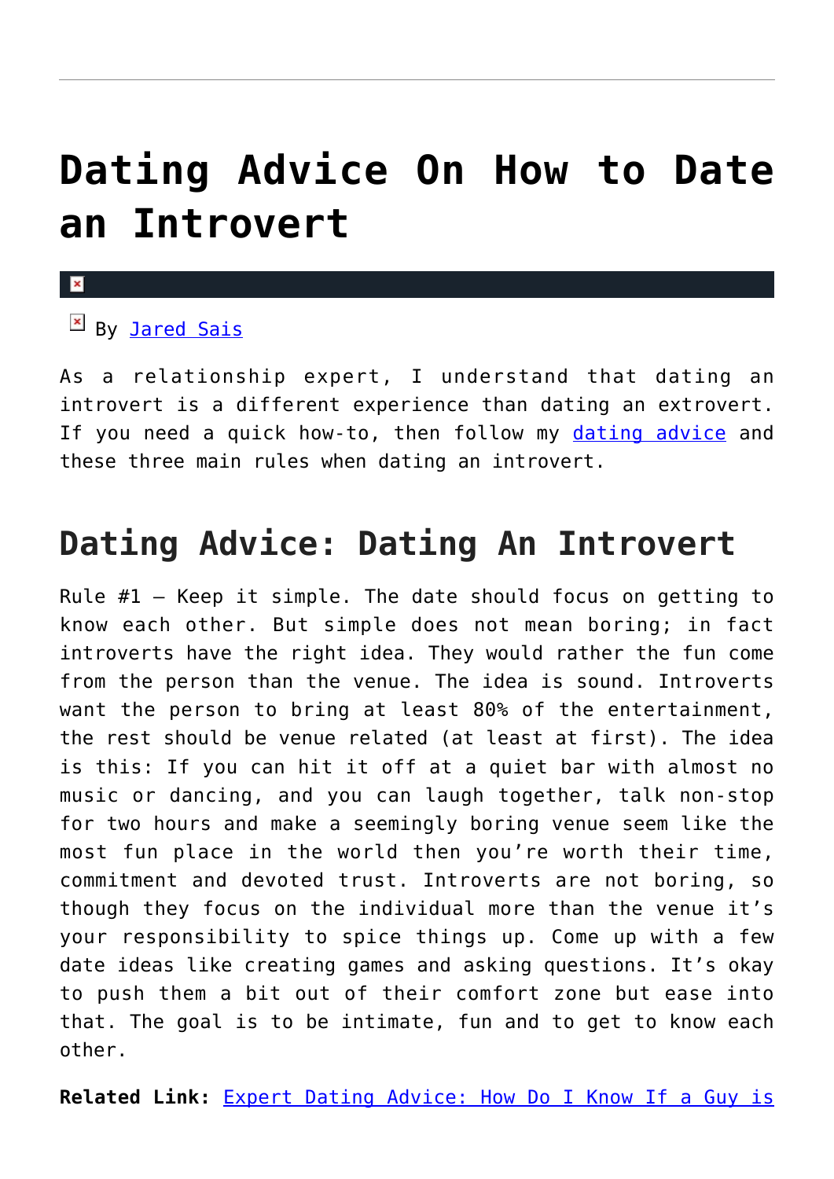# Dating Advice On How to Date an Introvert

By Jared Sais

As a relationship expert, I understand that dating an introvert is a different experience than dating an extrovert. If you need a quick how-to, then follow my dating advice and these three main rules when dating an introvert.

## Dating Advice: Dating An Introvert

Rule #1 – Keep it simple. The date should focus on getting to know each other. But simple does not mean boring; in fact introverts have the right idea. They would rather the fun come from the person than the venue. The idea is sound. Introverts want the person to bring at least 80% of the entertainment, the rest should be venue related (at least at first). The idea is this: If you can hit it off at a quiet bar with almost no music or dancing, and you can laugh together, talk non-stop for two hours and make a seemingly boring venue seem like the most fun place in the world then you're worth their time, commitment and devoted trust. Introverts are not boring, so though they focus on the individual more than the venue it's your responsibility to spice things up. Come up with a few date ideas like creating games and asking questions. It's okay to push them a bit out of their comfort zone but ease into that. The goal is to be intimate, fun and to get to know each other.

**Related Link:** Expert Dating Advice: How Do I Know If a Guy is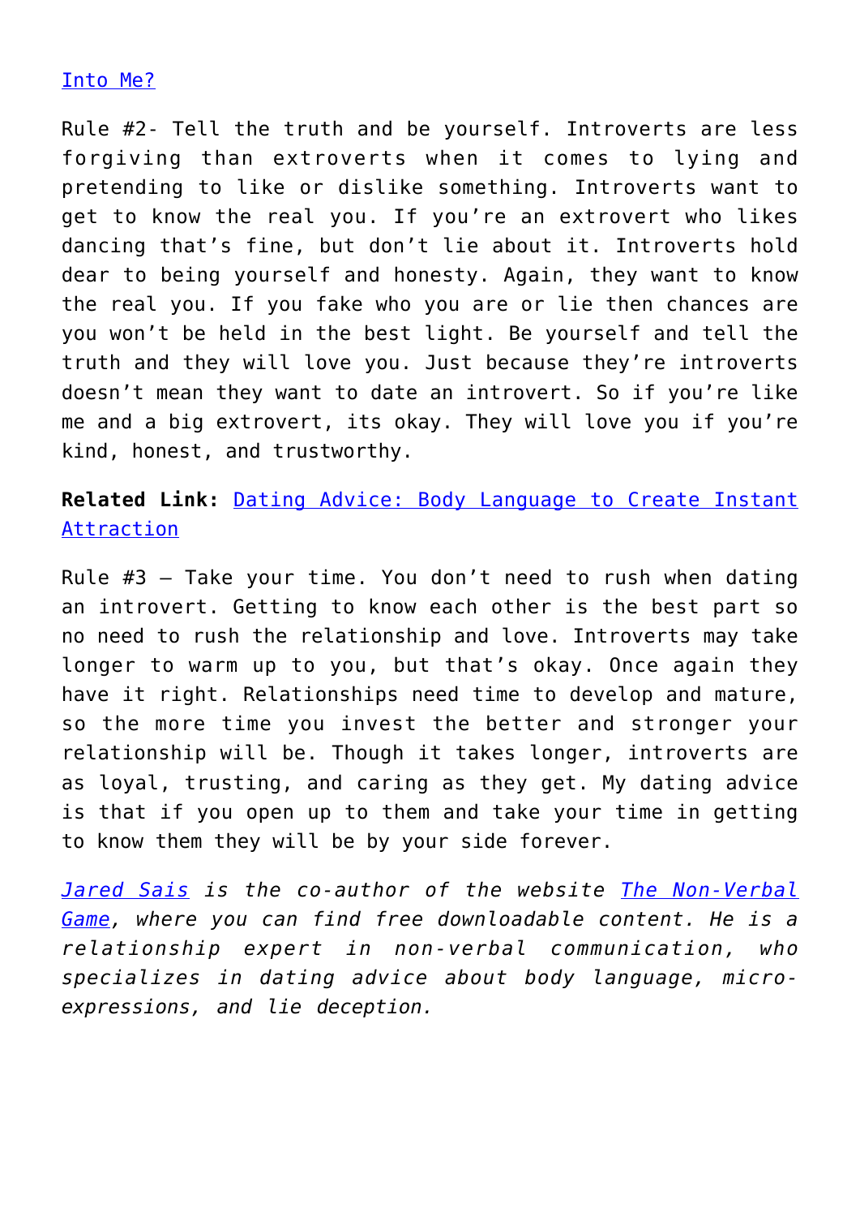[Into Me?]

Rule #2- Tell the truth and be yourself. Introverts are less forgiving than extroverts when it comes to lying and pretending to like or dislike something. Introverts want to get to know the real you. If you're an extrovert who likes dancing that's fine, but don't lie about it. Introverts hold dear to being yourself and honesty. Again, they want to know the real you. If you fake who you are or lie then chances are you won't be held in the best light. Be yourself and tell the truth and they will love you. Just because they're introverts doesn't mean they want to date an introvert. So if you're like me and a big extrovert, its okay. They will love you if you're kind, honest, and trustworthy.

**Related Link:** Dating Advice: Body Language to Create Instant Attraction

Rule #3 – Take your time. You don't need to rush when dating an introvert. Getting to know each other is the best part so no need to rush the relationship and love. Introverts may take longer to warm up to you, but that's okay. Once again they have it right. Relationships need time to develop and mature, so the more time you invest the better and stronger your relationship will be. Though it takes longer, introverts are as loyal, trusting, and caring as they get. My dating advice is that if you open up to them and take your time in getting to know them they will be by your side forever.

*Jared Sais is the co-author of the website The Non-Verbal Game, where you can find free downloadable content. He is a relationship expert in non-verbal communication, who specializes in dating advice about body language, micro-expressions, and lie deception.*